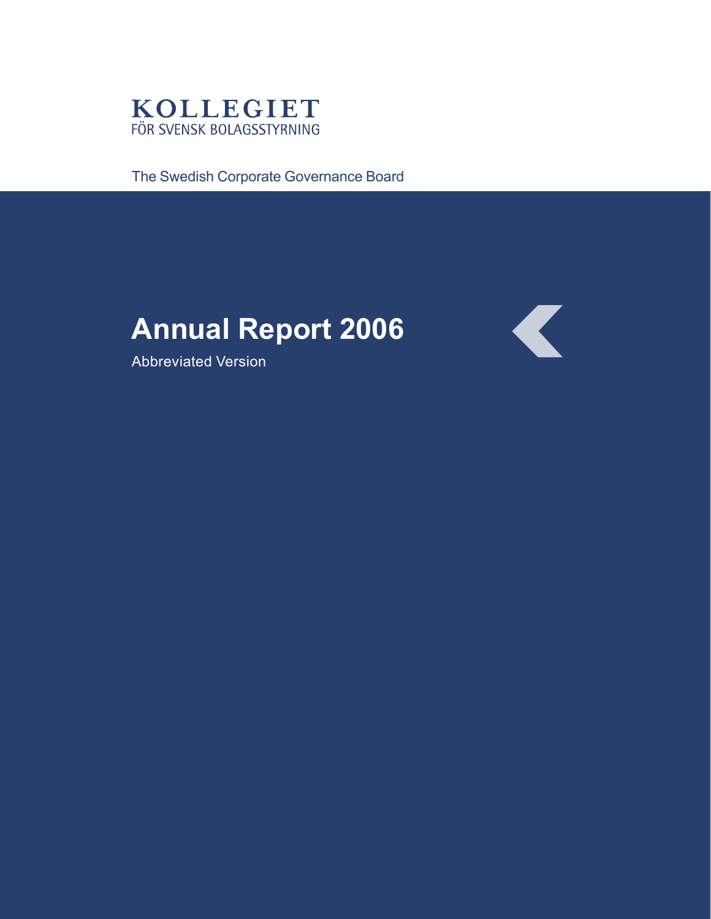KOLLEGIET
FÖR SVENSK BOLAGSSTYRNING

The Swedish Corporate Governance Board

# Annual Report 2006

Abbreviated Version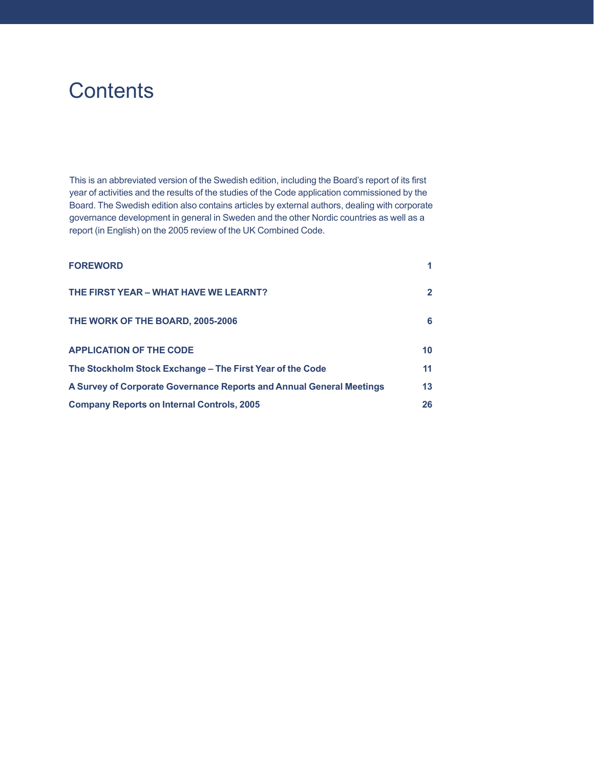# Contents

This is an abbreviated version of the Swedish edition, including the Board's report of its first year of activities and the results of the studies of the Code application commissioned by the Board. The Swedish edition also contains articles by external authors, dealing with corporate governance development in general in Sweden and the other Nordic countries as well as a report (in English) on the 2005 review of the UK Combined Code.

| | |
|---|---|
| **FOREWORD** | **1** |
| **THE FIRST YEAR – WHAT HAVE WE LEARNT?** | **2** |
| **THE WORK OF THE BOARD, 2005-2006** | **6** |
| **APPLICATION OF THE CODE** | **10** |
| **The Stockholm Stock Exchange – The First Year of the Code** | **11** |
| **A Survey of Corporate Governance Reports and Annual General Meetings** | **13** |
| **Company Reports on Internal Controls, 2005** | **26** |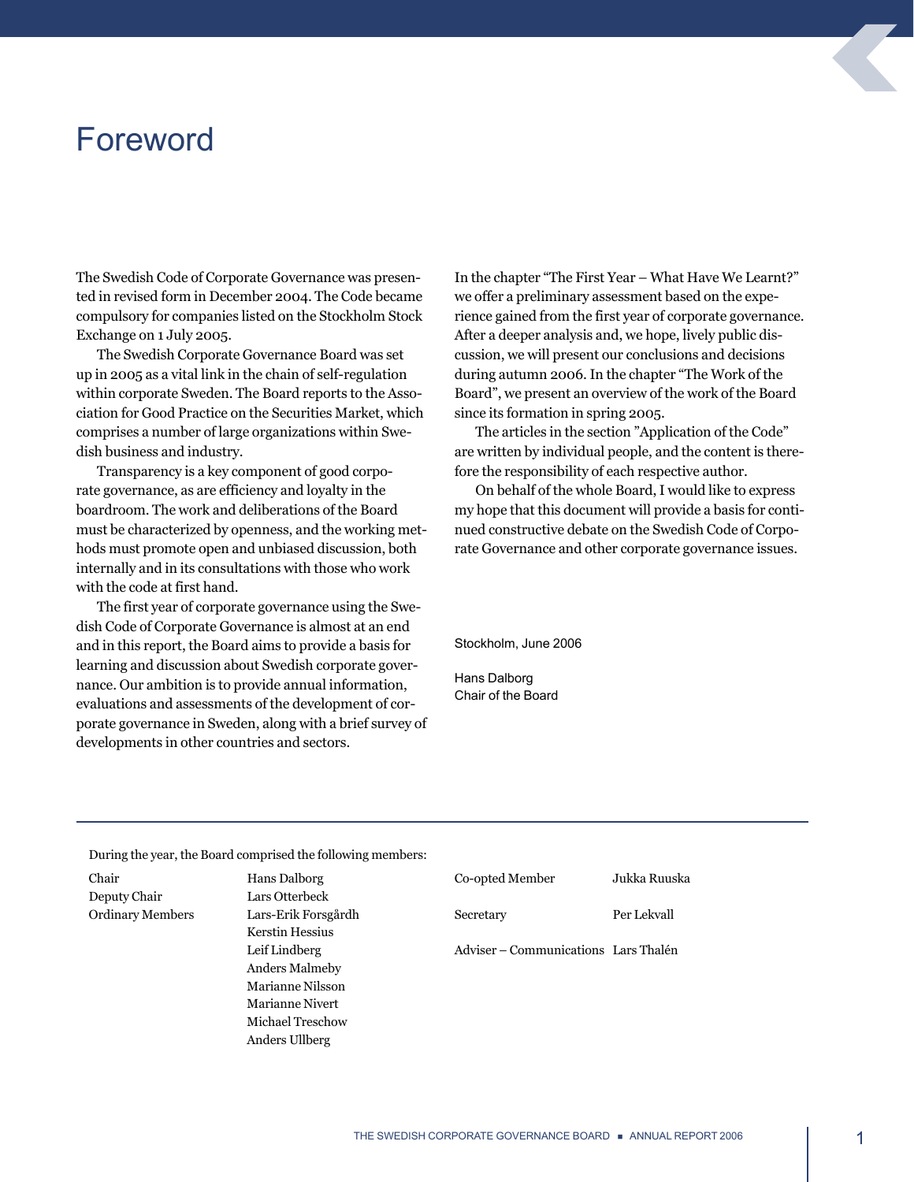# Foreword

The Swedish Code of Corporate Governance was presented in revised form in December 2004. The Code became compulsory for companies listed on the Stockholm Stock Exchange on 1 July 2005.

The Swedish Corporate Governance Board was set up in 2005 as a vital link in the chain of self-regulation within corporate Sweden. The Board reports to the Association for Good Practice on the Securities Market, which comprises a number of large organizations within Swedish business and industry.

Transparency is a key component of good corporate governance, as are efficiency and loyalty in the boardroom. The work and deliberations of the Board must be characterized by openness, and the working methods must promote open and unbiased discussion, both internally and in its consultations with those who work with the code at first hand.

The first year of corporate governance using the Swedish Code of Corporate Governance is almost at an end and in this report, the Board aims to provide a basis for learning and discussion about Swedish corporate governance. Our ambition is to provide annual information, evaluations and assessments of the development of corporate governance in Sweden, along with a brief survey of developments in other countries and sectors.

In the chapter "The First Year – What Have We Learnt?" we offer a preliminary assessment based on the experience gained from the first year of corporate governance. After a deeper analysis and, we hope, lively public discussion, we will present our conclusions and decisions during autumn 2006. In the chapter "The Work of the Board", we present an overview of the work of the Board since its formation in spring 2005.

The articles in the section "Application of the Code" are written by individual people, and the content is therefore the responsibility of each respective author.

On behalf of the whole Board, I would like to express my hope that this document will provide a basis for continued constructive debate on the Swedish Code of Corporate Governance and other corporate governance issues.

Stockholm, June 2006

Hans Dalborg
Chair of the Board

---

During the year, the Board comprised the following members:

| | |
|---|---|
| Chair | Hans Dalborg |
| Deputy Chair | Lars Otterbeck |
| Ordinary Members | Lars-Erik Forsgårdh |
| | Kerstin Hessius |
| | Leif Lindberg |
| | Anders Malmeby |
| | Marianne Nilsson |
| | Marianne Nivert |
| | Michael Treschow |
| | Anders Ullberg |
| Co-opted Member | Jukka Ruuska |
| Secretary | Per Lekvall |
| Adviser – Communications | Lars Thalén |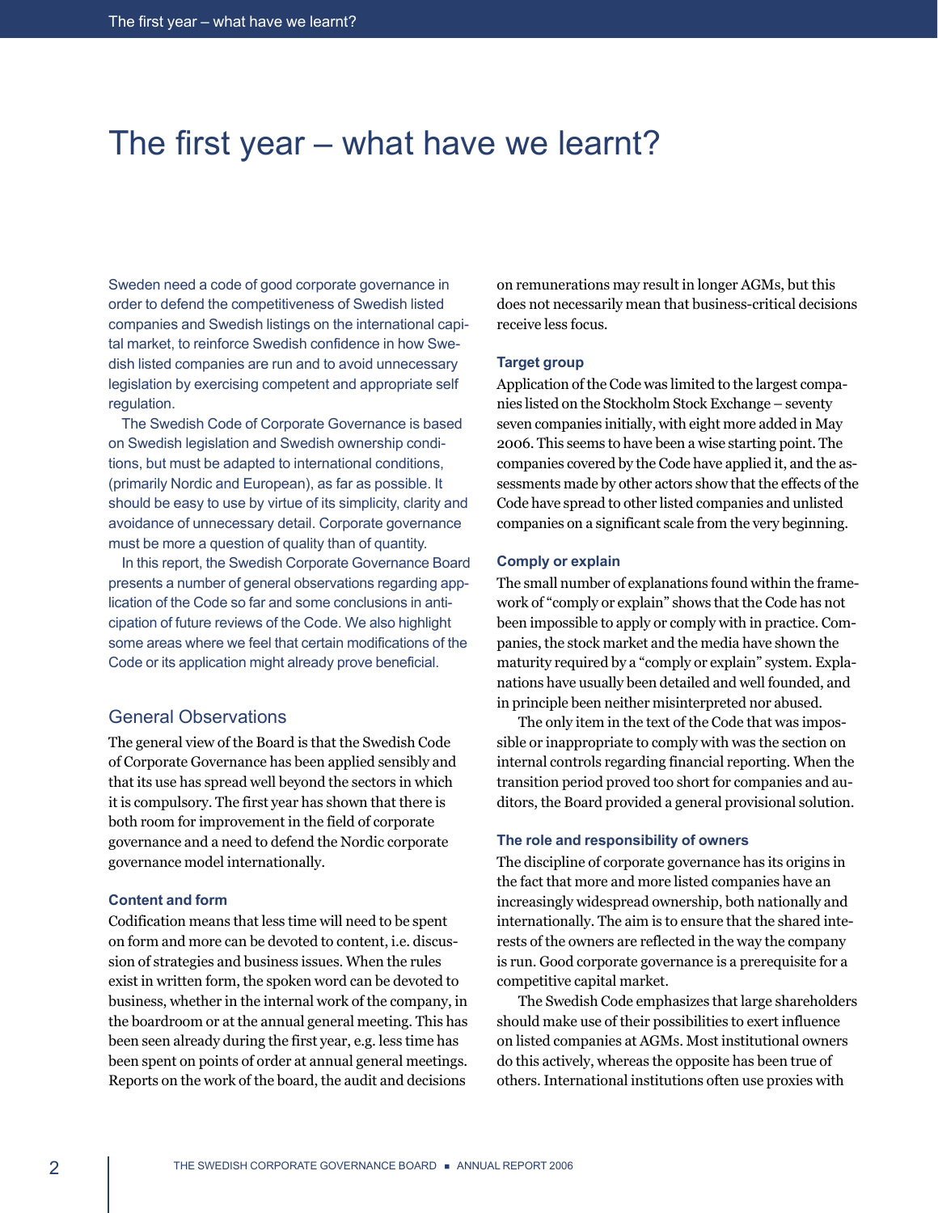# The first year – what have we learnt?

Sweden need a code of good corporate governance in order to defend the competitiveness of Swedish listed companies and Swedish listings on the international capital market, to reinforce Swedish confidence in how Swedish listed companies are run and to avoid unnecessary legislation by exercising competent and appropriate self regulation.

The Swedish Code of Corporate Governance is based on Swedish legislation and Swedish ownership conditions, but must be adapted to international conditions, (primarily Nordic and European), as far as possible. It should be easy to use by virtue of its simplicity, clarity and avoidance of unnecessary detail. Corporate governance must be more a question of quality than of quantity.

In this report, the Swedish Corporate Governance Board presents a number of general observations regarding application of the Code so far and some conclusions in anticipation of future reviews of the Code. We also highlight some areas where we feel that certain modifications of the Code or its application might already prove beneficial.

## General Observations

The general view of the Board is that the Swedish Code of Corporate Governance has been applied sensibly and that its use has spread well beyond the sectors in which it is compulsory. The first year has shown that there is both room for improvement in the field of corporate governance and a need to defend the Nordic corporate governance model internationally.

### Content and form

Codification means that less time will need to be spent on form and more can be devoted to content, i.e. discussion of strategies and business issues. When the rules exist in written form, the spoken word can be devoted to business, whether in the internal work of the company, in the boardroom or at the annual general meeting. This has been seen already during the first year, e.g. less time has been spent on points of order at annual general meetings. Reports on the work of the board, the audit and decisions on remunerations may result in longer AGMs, but this does not necessarily mean that business-critical decisions receive less focus.

### Target group

Application of the Code was limited to the largest companies listed on the Stockholm Stock Exchange – seventy seven companies initially, with eight more added in May 2006. This seems to have been a wise starting point. The companies covered by the Code have applied it, and the assessments made by other actors show that the effects of the Code have spread to other listed companies and unlisted companies on a significant scale from the very beginning.

### Comply or explain

The small number of explanations found within the framework of "comply or explain" shows that the Code has not been impossible to apply or comply with in practice. Companies, the stock market and the media have shown the maturity required by a "comply or explain" system. Explanations have usually been detailed and well founded, and in principle been neither misinterpreted nor abused.

The only item in the text of the Code that was impossible or inappropriate to comply with was the section on internal controls regarding financial reporting. When the transition period proved too short for companies and auditors, the Board provided a general provisional solution.

### The role and responsibility of owners

The discipline of corporate governance has its origins in the fact that more and more listed companies have an increasingly widespread ownership, both nationally and internationally. The aim is to ensure that the shared interests of the owners are reflected in the way the company is run. Good corporate governance is a prerequisite for a competitive capital market.

The Swedish Code emphasizes that large shareholders should make use of their possibilities to exert influence on listed companies at AGMs. Most institutional owners do this actively, whereas the opposite has been true of others. International institutions often use proxies with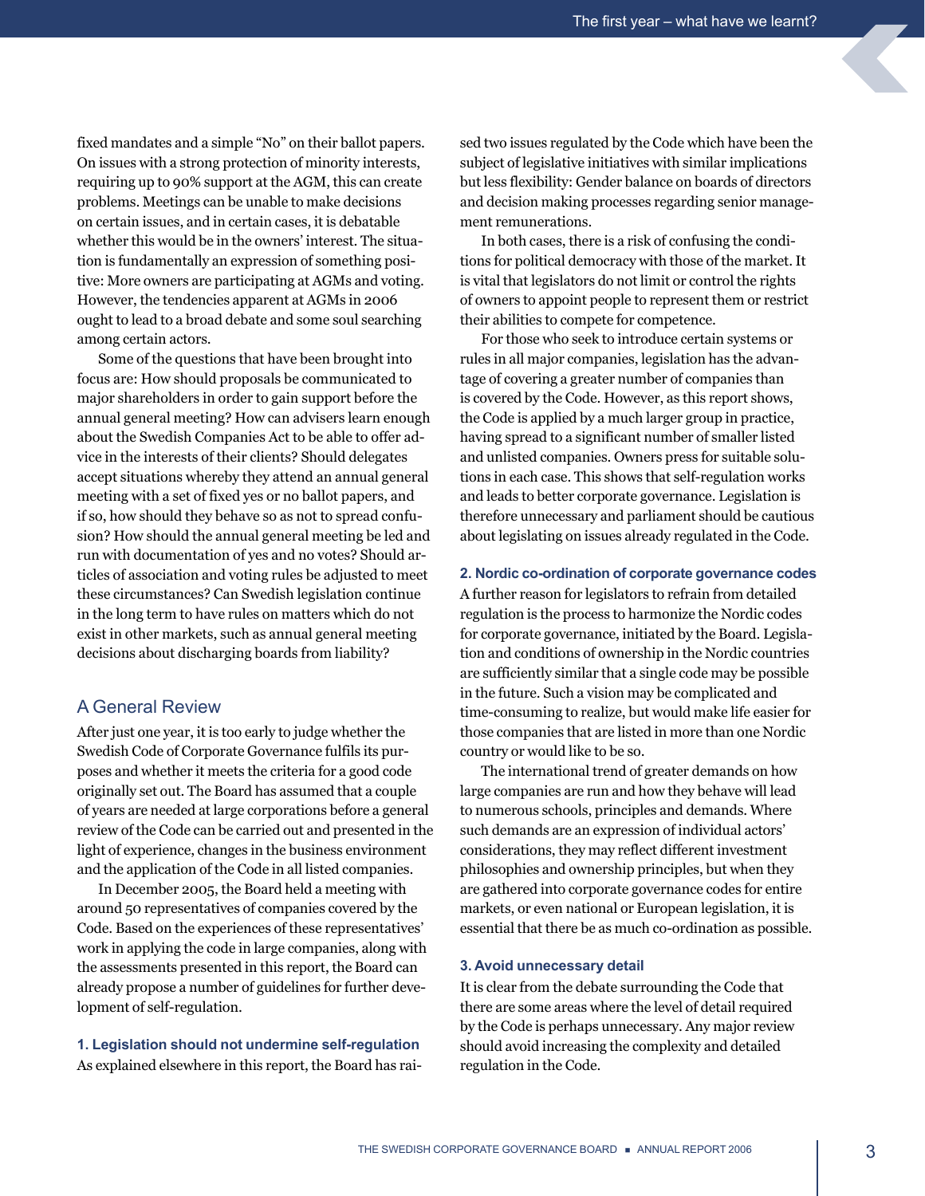fixed mandates and a simple "No" on their ballot papers. On issues with a strong protection of minority interests, requiring up to 90% support at the AGM, this can create problems. Meetings can be unable to make decisions on certain issues, and in certain cases, it is debatable whether this would be in the owners' interest. The situation is fundamentally an expression of something positive: More owners are participating at AGMs and voting. However, the tendencies apparent at AGMs in 2006 ought to lead to a broad debate and some soul searching among certain actors.

Some of the questions that have been brought into focus are: How should proposals be communicated to major shareholders in order to gain support before the annual general meeting? How can advisers learn enough about the Swedish Companies Act to be able to offer advice in the interests of their clients? Should delegates accept situations whereby they attend an annual general meeting with a set of fixed yes or no ballot papers, and if so, how should they behave so as not to spread confusion? How should the annual general meeting be led and run with documentation of yes and no votes? Should articles of association and voting rules be adjusted to meet these circumstances? Can Swedish legislation continue in the long term to have rules on matters which do not exist in other markets, such as annual general meeting decisions about discharging boards from liability?

## A General Review

After just one year, it is too early to judge whether the Swedish Code of Corporate Governance fulfils its purposes and whether it meets the criteria for a good code originally set out. The Board has assumed that a couple of years are needed at large corporations before a general review of the Code can be carried out and presented in the light of experience, changes in the business environment and the application of the Code in all listed companies.

In December 2005, the Board held a meeting with around 50 representatives of companies covered by the Code. Based on the experiences of these representatives' work in applying the code in large companies, along with the assessments presented in this report, the Board can already propose a number of guidelines for further development of self-regulation.

### 1. Legislation should not undermine self-regulation

As explained elsewhere in this report, the Board has raised two issues regulated by the Code which have been the subject of legislative initiatives with similar implications but less flexibility: Gender balance on boards of directors and decision making processes regarding senior management remunerations.

In both cases, there is a risk of confusing the conditions for political democracy with those of the market. It is vital that legislators do not limit or control the rights of owners to appoint people to represent them or restrict their abilities to compete for competence.

For those who seek to introduce certain systems or rules in all major companies, legislation has the advantage of covering a greater number of companies than is covered by the Code. However, as this report shows, the Code is applied by a much larger group in practice, having spread to a significant number of smaller listed and unlisted companies. Owners press for suitable solutions in each case. This shows that self-regulation works and leads to better corporate governance. Legislation is therefore unnecessary and parliament should be cautious about legislating on issues already regulated in the Code.

### 2. Nordic co-ordination of corporate governance codes

A further reason for legislators to refrain from detailed regulation is the process to harmonize the Nordic codes for corporate governance, initiated by the Board. Legislation and conditions of ownership in the Nordic countries are sufficiently similar that a single code may be possible in the future. Such a vision may be complicated and time-consuming to realize, but would make life easier for those companies that are listed in more than one Nordic country or would like to be so.

The international trend of greater demands on how large companies are run and how they behave will lead to numerous schools, principles and demands. Where such demands are an expression of individual actors' considerations, they may reflect different investment philosophies and ownership principles, but when they are gathered into corporate governance codes for entire markets, or even national or European legislation, it is essential that there be as much co-ordination as possible.

### 3. Avoid unnecessary detail

It is clear from the debate surrounding the Code that there are some areas where the level of detail required by the Code is perhaps unnecessary. Any major review should avoid increasing the complexity and detailed regulation in the Code.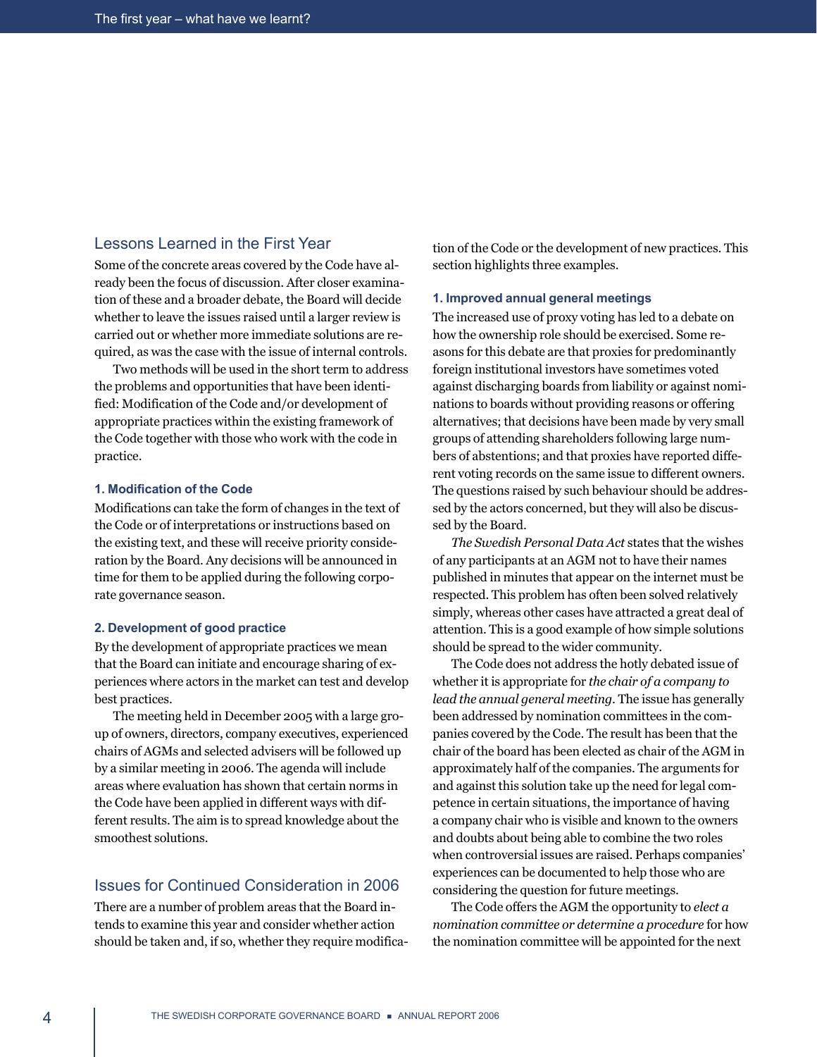## Lessons Learned in the First Year

Some of the concrete areas covered by the Code have already been the focus of discussion. After closer examination of these and a broader debate, the Board will decide whether to leave the issues raised until a larger review is carried out or whether more immediate solutions are required, as was the case with the issue of internal controls.

Two methods will be used in the short term to address the problems and opportunities that have been identified: Modification of the Code and/or development of appropriate practices within the existing framework of the Code together with those who work with the code in practice.

### 1. Modification of the Code

Modifications can take the form of changes in the text of the Code or of interpretations or instructions based on the existing text, and these will receive priority consideration by the Board. Any decisions will be announced in time for them to be applied during the following corporate governance season.

### 2. Development of good practice

By the development of appropriate practices we mean that the Board can initiate and encourage sharing of experiences where actors in the market can test and develop best practices.

The meeting held in December 2005 with a large group of owners, directors, company executives, experienced chairs of AGMs and selected advisers will be followed up by a similar meeting in 2006. The agenda will include areas where evaluation has shown that certain norms in the Code have been applied in different ways with different results. The aim is to spread knowledge about the smoothest solutions.

## Issues for Continued Consideration in 2006

There are a number of problem areas that the Board intends to examine this year and consider whether action should be taken and, if so, whether they require modification of the Code or the development of new practices. This section highlights three examples.

### 1. Improved annual general meetings

The increased use of proxy voting has led to a debate on how the ownership role should be exercised. Some reasons for this debate are that proxies for predominantly foreign institutional investors have sometimes voted against discharging boards from liability or against nominations to boards without providing reasons or offering alternatives; that decisions have been made by very small groups of attending shareholders following large numbers of abstentions; and that proxies have reported different voting records on the same issue to different owners. The questions raised by such behaviour should be addressed by the actors concerned, but they will also be discussed by the Board.

*The Swedish Personal Data Act* states that the wishes of any participants at an AGM not to have their names published in minutes that appear on the internet must be respected. This problem has often been solved relatively simply, whereas other cases have attracted a great deal of attention. This is a good example of how simple solutions should be spread to the wider community.

The Code does not address the hotly debated issue of whether it is appropriate for *the chair of a company to lead the annual general meeting*. The issue has generally been addressed by nomination committees in the companies covered by the Code. The result has been that the chair of the board has been elected as chair of the AGM in approximately half of the companies. The arguments for and against this solution take up the need for legal competence in certain situations, the importance of having a company chair who is visible and known to the owners and doubts about being able to combine the two roles when controversial issues are raised. Perhaps companies' experiences can be documented to help those who are considering the question for future meetings.

The Code offers the AGM the opportunity to *elect a nomination committee or determine a procedure* for how the nomination committee will be appointed for the next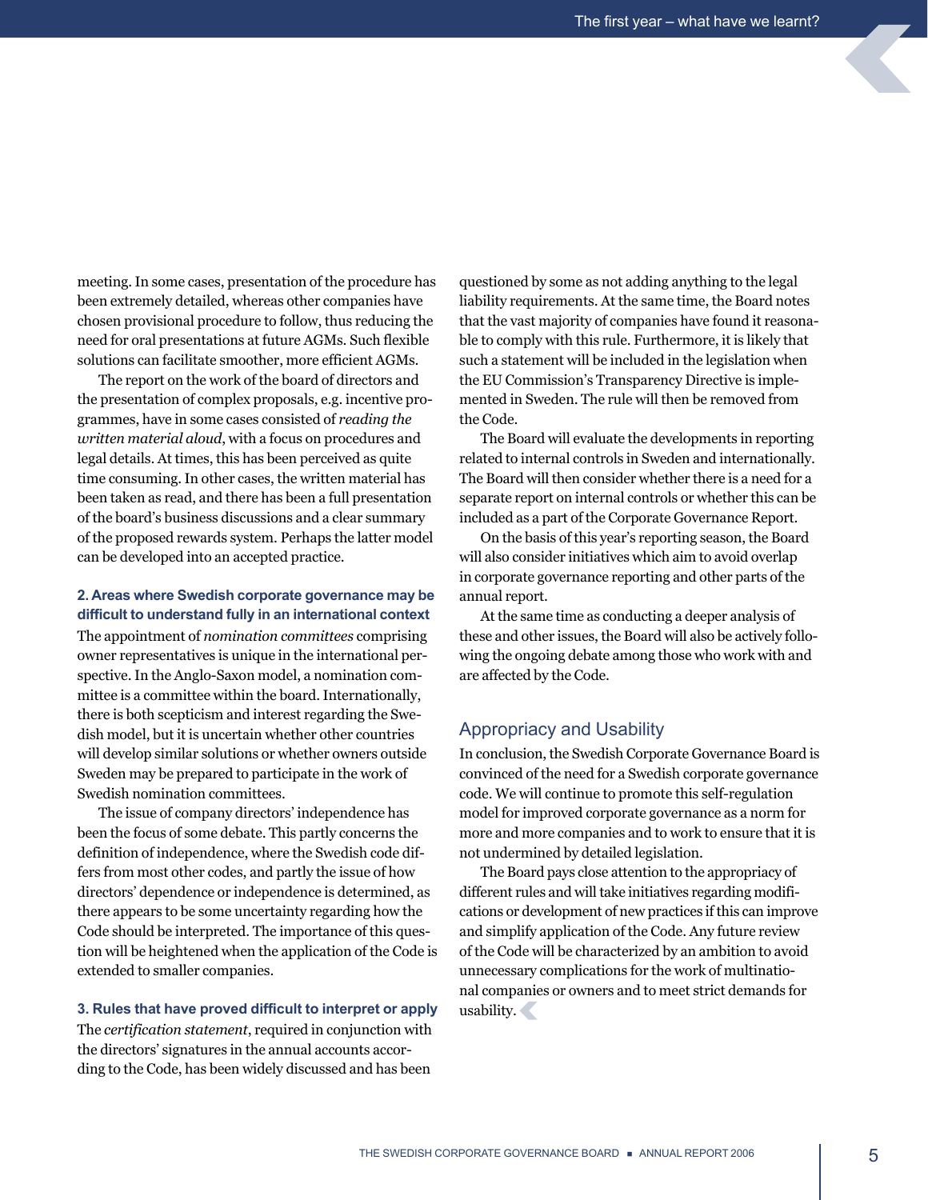meeting. In some cases, presentation of the procedure has been extremely detailed, whereas other companies have chosen provisional procedure to follow, thus reducing the need for oral presentations at future AGMs. Such flexible solutions can facilitate smoother, more efficient AGMs.

The report on the work of the board of directors and the presentation of complex proposals, e.g. incentive programmes, have in some cases consisted of *reading the written material aloud*, with a focus on procedures and legal details. At times, this has been perceived as quite time consuming. In other cases, the written material has been taken as read, and there has been a full presentation of the board's business discussions and a clear summary of the proposed rewards system. Perhaps the latter model can be developed into an accepted practice.

### 2. Areas where Swedish corporate governance may be difficult to understand fully in an international context

The appointment of *nomination committees* comprising owner representatives is unique in the international perspective. In the Anglo-Saxon model, a nomination committee is a committee within the board. Internationally, there is both scepticism and interest regarding the Swedish model, but it is uncertain whether other countries will develop similar solutions or whether owners outside Sweden may be prepared to participate in the work of Swedish nomination committees.

The issue of company directors' independence has been the focus of some debate. This partly concerns the definition of independence, where the Swedish code differs from most other codes, and partly the issue of how directors' dependence or independence is determined, as there appears to be some uncertainty regarding how the Code should be interpreted. The importance of this question will be heightened when the application of the Code is extended to smaller companies.

### 3. Rules that have proved difficult to interpret or apply

The *certification statement*, required in conjunction with the directors' signatures in the annual accounts according to the Code, has been widely discussed and has been questioned by some as not adding anything to the legal liability requirements. At the same time, the Board notes that the vast majority of companies have found it reasonable to comply with this rule. Furthermore, it is likely that such a statement will be included in the legislation when the EU Commission's Transparency Directive is implemented in Sweden. The rule will then be removed from the Code.

The Board will evaluate the developments in reporting related to internal controls in Sweden and internationally. The Board will then consider whether there is a need for a separate report on internal controls or whether this can be included as a part of the Corporate Governance Report.

On the basis of this year's reporting season, the Board will also consider initiatives which aim to avoid overlap in corporate governance reporting and other parts of the annual report.

At the same time as conducting a deeper analysis of these and other issues, the Board will also be actively following the ongoing debate among those who work with and are affected by the Code.

## Appropriacy and Usability

In conclusion, the Swedish Corporate Governance Board is convinced of the need for a Swedish corporate governance code. We will continue to promote this self-regulation model for improved corporate governance as a norm for more and more companies and to work to ensure that it is not undermined by detailed legislation.

The Board pays close attention to the appropriacy of different rules and will take initiatives regarding modifications or development of new practices if this can improve and simplify application of the Code. Any future review of the Code will be characterized by an ambition to avoid unnecessary complications for the work of multinational companies or owners and to meet strict demands for usability.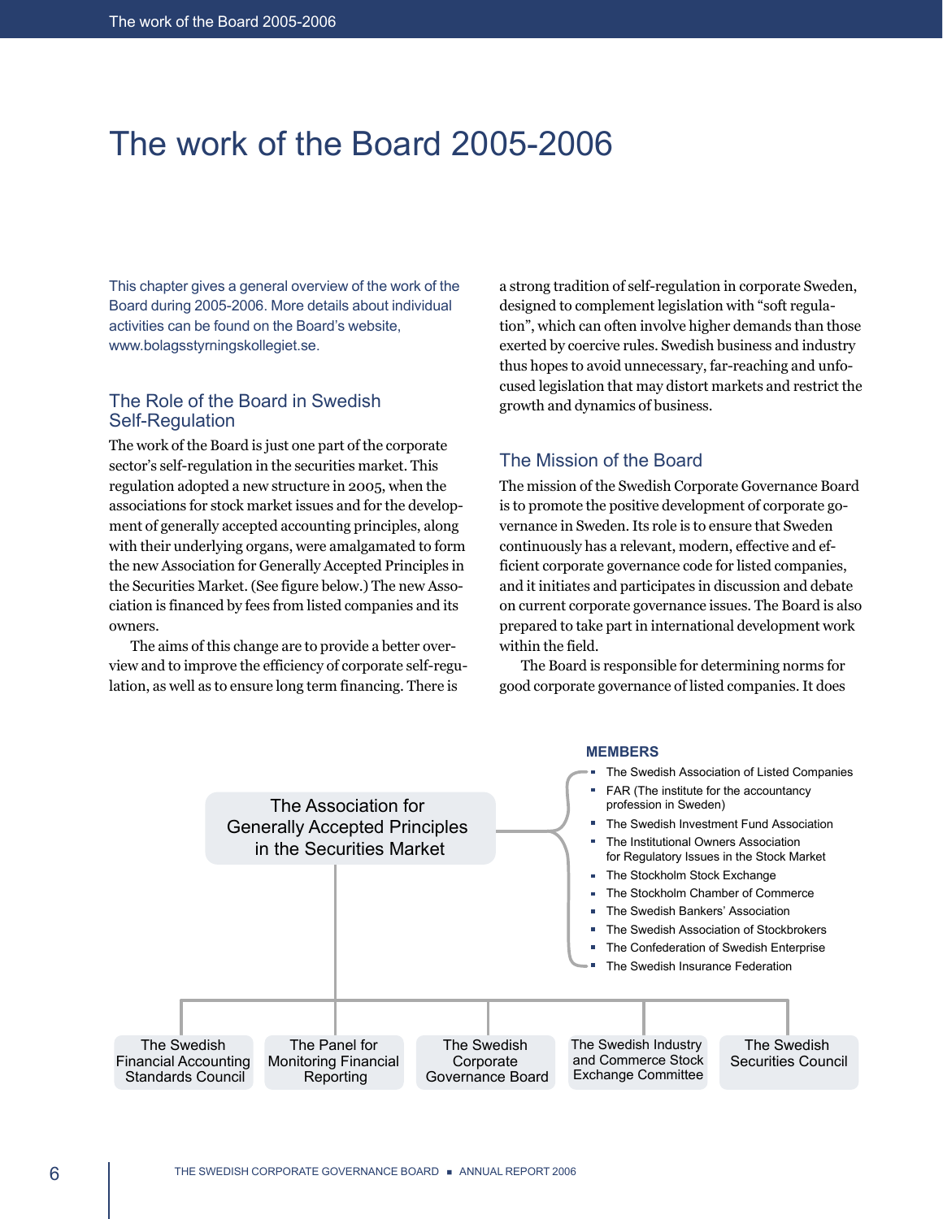# The work of the Board 2005-2006

This chapter gives a general overview of the work of the Board during 2005-2006. More details about individual activities can be found on the Board's website, www.bolagsstyrningskollegiet.se.

## The Role of the Board in Swedish Self-Regulation

The work of the Board is just one part of the corporate sector's self-regulation in the securities market. This regulation adopted a new structure in 2005, when the associations for stock market issues and for the development of generally accepted accounting principles, along with their underlying organs, were amalgamated to form the new Association for Generally Accepted Principles in the Securities Market. (See figure below.) The new Association is financed by fees from listed companies and its owners.

The aims of this change are to provide a better overview and to improve the efficiency of corporate self-regulation, as well as to ensure long term financing. There is a strong tradition of self-regulation in corporate Sweden, designed to complement legislation with "soft regulation", which can often involve higher demands than those exerted by coercive rules. Swedish business and industry thus hopes to avoid unnecessary, far-reaching and unfocused legislation that may distort markets and restrict the growth and dynamics of business.

## The Mission of the Board

The mission of the Swedish Corporate Governance Board is to promote the positive development of corporate governance in Sweden. Its role is to ensure that Sweden continuously has a relevant, modern, effective and efficient corporate governance code for listed companies, and it initiates and participates in discussion and debate on current corporate governance issues. The Board is also prepared to take part in international development work within the field.

The Board is responsible for determining norms for good corporate governance of listed companies. It does

**The Association for Generally Accepted Principles in the Securities Market**

**MEMBERS**

- The Swedish Association of Listed Companies
- FAR (The institute for the accountancy profession in Sweden)
- The Swedish Investment Fund Association
- The Institutional Owners Association for Regulatory Issues in the Stock Market
- The Stockholm Stock Exchange
- The Stockholm Chamber of Commerce
- The Swedish Bankers' Association
- The Swedish Association of Stockbrokers
- The Confederation of Swedish Enterprise
- The Swedish Insurance Federation

Bodies under the Association:

- The Swedish Financial Accounting Standards Council
- The Panel for Monitoring Financial Reporting
- The Swedish Corporate Governance Board
- The Swedish Industry and Commerce Stock Exchange Committee
- The Swedish Securities Council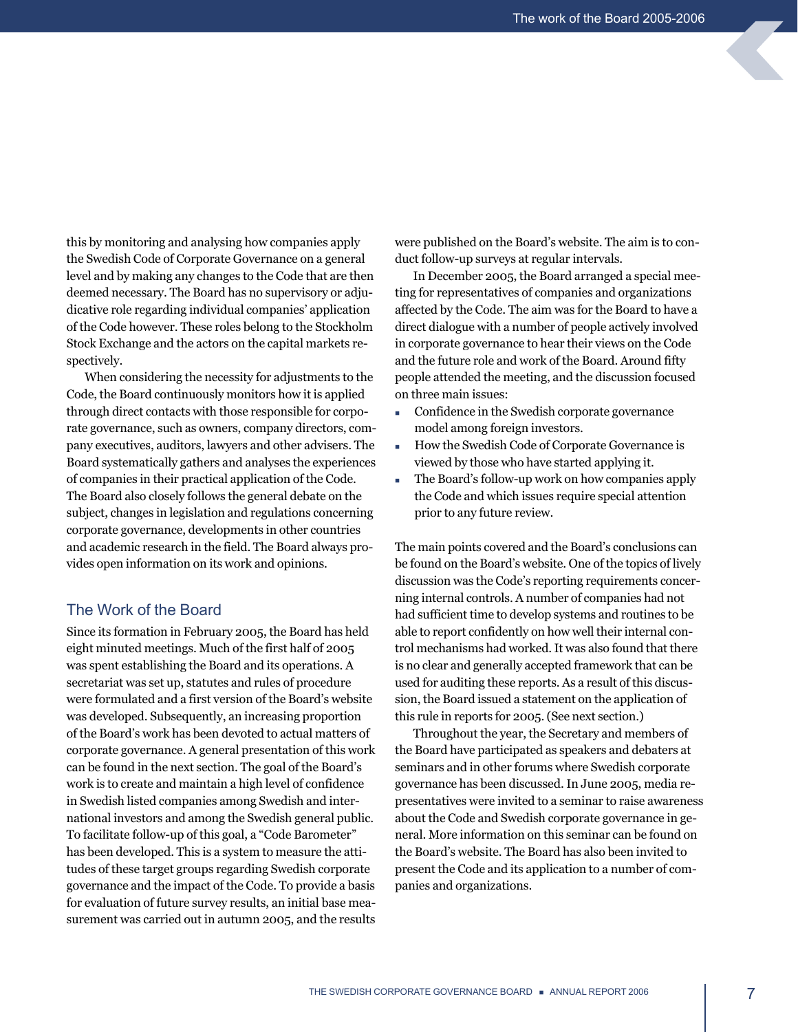this by monitoring and analysing how companies apply the Swedish Code of Corporate Governance on a general level and by making any changes to the Code that are then deemed necessary. The Board has no supervisory or adjudicative role regarding individual companies' application of the Code however. These roles belong to the Stockholm Stock Exchange and the actors on the capital markets respectively.

When considering the necessity for adjustments to the Code, the Board continuously monitors how it is applied through direct contacts with those responsible for corporate governance, such as owners, company directors, company executives, auditors, lawyers and other advisers. The Board systematically gathers and analyses the experiences of companies in their practical application of the Code. The Board also closely follows the general debate on the subject, changes in legislation and regulations concerning corporate governance, developments in other countries and academic research in the field. The Board always provides open information on its work and opinions.

## The Work of the Board

Since its formation in February 2005, the Board has held eight minuted meetings. Much of the first half of 2005 was spent establishing the Board and its operations. A secretariat was set up, statutes and rules of procedure were formulated and a first version of the Board's website was developed. Subsequently, an increasing proportion of the Board's work has been devoted to actual matters of corporate governance. A general presentation of this work can be found in the next section. The goal of the Board's work is to create and maintain a high level of confidence in Swedish listed companies among Swedish and international investors and among the Swedish general public. To facilitate follow-up of this goal, a "Code Barometer" has been developed. This is a system to measure the attitudes of these target groups regarding Swedish corporate governance and the impact of the Code. To provide a basis for evaluation of future survey results, an initial base measurement was carried out in autumn 2005, and the results were published on the Board's website. The aim is to conduct follow-up surveys at regular intervals.

In December 2005, the Board arranged a special meeting for representatives of companies and organizations affected by the Code. The aim was for the Board to have a direct dialogue with a number of people actively involved in corporate governance to hear their views on the Code and the future role and work of the Board. Around fifty people attended the meeting, and the discussion focused on three main issues:

- Confidence in the Swedish corporate governance model among foreign investors.
- How the Swedish Code of Corporate Governance is viewed by those who have started applying it.
- The Board's follow-up work on how companies apply the Code and which issues require special attention prior to any future review.

The main points covered and the Board's conclusions can be found on the Board's website. One of the topics of lively discussion was the Code's reporting requirements concerning internal controls. A number of companies had not had sufficient time to develop systems and routines to be able to report confidently on how well their internal control mechanisms had worked. It was also found that there is no clear and generally accepted framework that can be used for auditing these reports. As a result of this discussion, the Board issued a statement on the application of this rule in reports for 2005. (See next section.)

Throughout the year, the Secretary and members of the Board have participated as speakers and debaters at seminars and in other forums where Swedish corporate governance has been discussed. In June 2005, media representatives were invited to a seminar to raise awareness about the Code and Swedish corporate governance in general. More information on this seminar can be found on the Board's website. The Board has also been invited to present the Code and its application to a number of companies and organizations.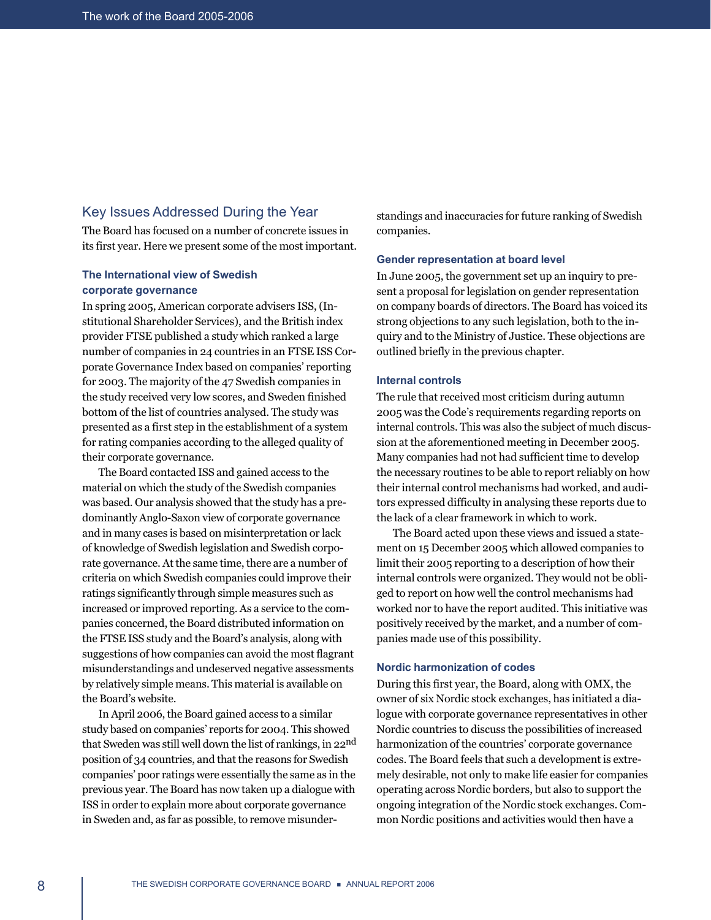## Key Issues Addressed During the Year

The Board has focused on a number of concrete issues in its first year. Here we present some of the most important.

### The International view of Swedish corporate governance

In spring 2005, American corporate advisers ISS, (Institutional Shareholder Services), and the British index provider FTSE published a study which ranked a large number of companies in 24 countries in an FTSE ISS Corporate Governance Index based on companies' reporting for 2003. The majority of the 47 Swedish companies in the study received very low scores, and Sweden finished bottom of the list of countries analysed. The study was presented as a first step in the establishment of a system for rating companies according to the alleged quality of their corporate governance.

The Board contacted ISS and gained access to the material on which the study of the Swedish companies was based. Our analysis showed that the study has a predominantly Anglo-Saxon view of corporate governance and in many cases is based on misinterpretation or lack of knowledge of Swedish legislation and Swedish corporate governance. At the same time, there are a number of criteria on which Swedish companies could improve their ratings significantly through simple measures such as increased or improved reporting. As a service to the companies concerned, the Board distributed information on the FTSE ISS study and the Board's analysis, along with suggestions of how companies can avoid the most flagrant misunderstandings and undeserved negative assessments by relatively simple means. This material is available on the Board's website.

In April 2006, the Board gained access to a similar study based on companies' reports for 2004. This showed that Sweden was still well down the list of rankings, in 22nd position of 34 countries, and that the reasons for Swedish companies' poor ratings were essentially the same as in the previous year. The Board has now taken up a dialogue with ISS in order to explain more about corporate governance in Sweden and, as far as possible, to remove misunderstandings and inaccuracies for future ranking of Swedish companies.

### Gender representation at board level

In June 2005, the government set up an inquiry to present a proposal for legislation on gender representation on company boards of directors. The Board has voiced its strong objections to any such legislation, both to the inquiry and to the Ministry of Justice. These objections are outlined briefly in the previous chapter.

### Internal controls

The rule that received most criticism during autumn 2005 was the Code's requirements regarding reports on internal controls. This was also the subject of much discussion at the aforementioned meeting in December 2005. Many companies had not had sufficient time to develop the necessary routines to be able to report reliably on how their internal control mechanisms had worked, and auditors expressed difficulty in analysing these reports due to the lack of a clear framework in which to work.

The Board acted upon these views and issued a statement on 15 December 2005 which allowed companies to limit their 2005 reporting to a description of how their internal controls were organized. They would not be obliged to report on how well the control mechanisms had worked nor to have the report audited. This initiative was positively received by the market, and a number of companies made use of this possibility.

### Nordic harmonization of codes

During this first year, the Board, along with OMX, the owner of six Nordic stock exchanges, has initiated a dialogue with corporate governance representatives in other Nordic countries to discuss the possibilities of increased harmonization of the countries' corporate governance codes. The Board feels that such a development is extremely desirable, not only to make life easier for companies operating across Nordic borders, but also to support the ongoing integration of the Nordic stock exchanges. Common Nordic positions and activities would then have a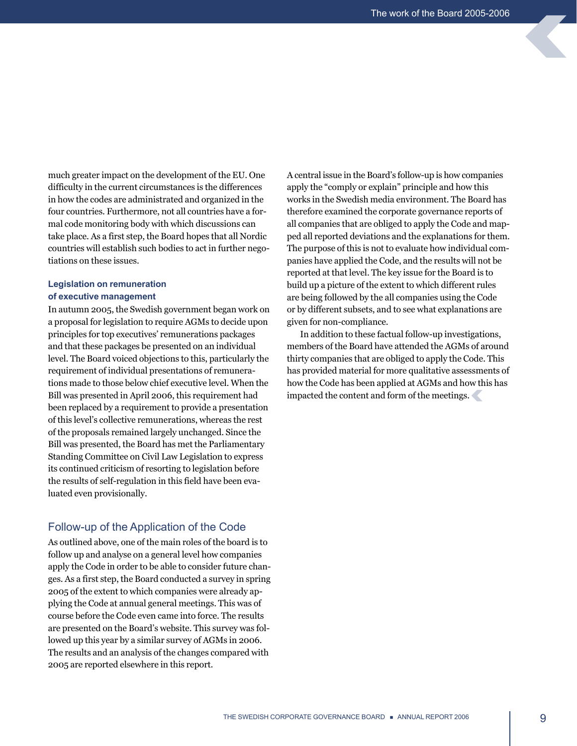much greater impact on the development of the EU. One difficulty in the current circumstances is the differences in how the codes are administrated and organized in the four countries. Furthermore, not all countries have a formal code monitoring body with which discussions can take place. As a first step, the Board hopes that all Nordic countries will establish such bodies to act in further negotiations on these issues.

### Legislation on remuneration of executive management

In autumn 2005, the Swedish government began work on a proposal for legislation to require AGMs to decide upon principles for top executives' remunerations packages and that these packages be presented on an individual level. The Board voiced objections to this, particularly the requirement of individual presentations of remunerations made to those below chief executive level. When the Bill was presented in April 2006, this requirement had been replaced by a requirement to provide a presentation of this level's collective remunerations, whereas the rest of the proposals remained largely unchanged. Since the Bill was presented, the Board has met the Parliamentary Standing Committee on Civil Law Legislation to express its continued criticism of resorting to legislation before the results of self-regulation in this field have been evaluated even provisionally.

## Follow-up of the Application of the Code

As outlined above, one of the main roles of the board is to follow up and analyse on a general level how companies apply the Code in order to be able to consider future changes. As a first step, the Board conducted a survey in spring 2005 of the extent to which companies were already applying the Code at annual general meetings. This was of course before the Code even came into force. The results are presented on the Board's website. This survey was followed up this year by a similar survey of AGMs in 2006. The results and an analysis of the changes compared with 2005 are reported elsewhere in this report.

A central issue in the Board's follow-up is how companies apply the "comply or explain" principle and how this works in the Swedish media environment. The Board has therefore examined the corporate governance reports of all companies that are obliged to apply the Code and mapped all reported deviations and the explanations for them. The purpose of this is not to evaluate how individual companies have applied the Code, and the results will not be reported at that level. The key issue for the Board is to build up a picture of the extent to which different rules are being followed by the all companies using the Code or by different subsets, and to see what explanations are given for non-compliance.

In addition to these factual follow-up investigations, members of the Board have attended the AGMs of around thirty companies that are obliged to apply the Code. This has provided material for more qualitative assessments of how the Code has been applied at AGMs and how this has impacted the content and form of the meetings.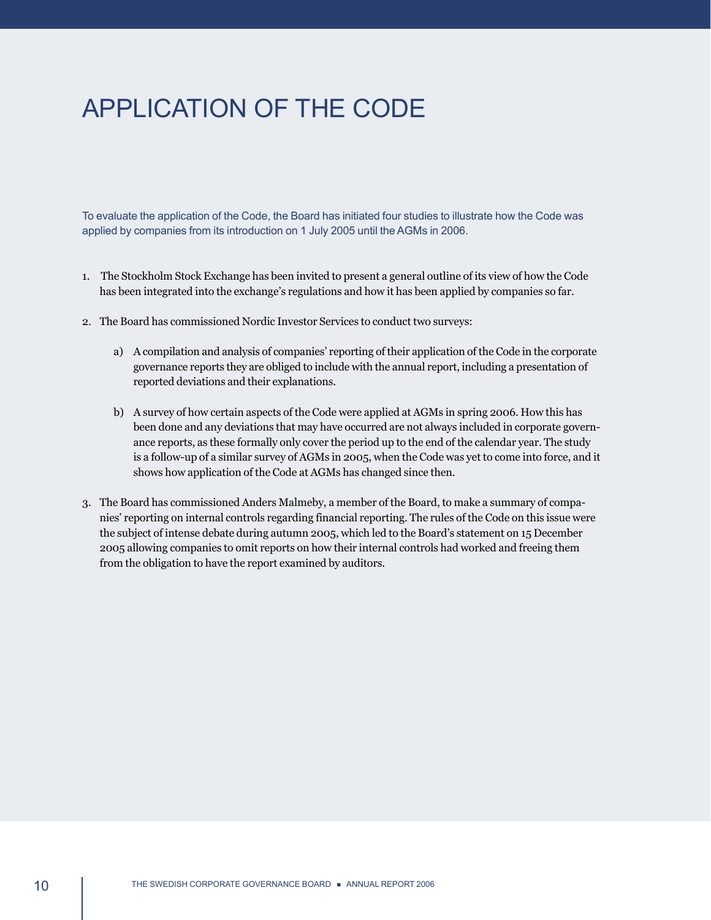# APPLICATION OF THE CODE

To evaluate the application of the Code, the Board has initiated four studies to illustrate how the Code was applied by companies from its introduction on 1 July 2005 until the AGMs in 2006.

1. The Stockholm Stock Exchange has been invited to present a general outline of its view of how the Code has been integrated into the exchange's regulations and how it has been applied by companies so far.

2. The Board has commissioned Nordic Investor Services to conduct two surveys:

   a) A compilation and analysis of companies' reporting of their application of the Code in the corporate governance reports they are obliged to include with the annual report, including a presentation of reported deviations and their explanations.

   b) A survey of how certain aspects of the Code were applied at AGMs in spring 2006. How this has been done and any deviations that may have occurred are not always included in corporate governance reports, as these formally only cover the period up to the end of the calendar year. The study is a follow-up of a similar survey of AGMs in 2005, when the Code was yet to come into force, and it shows how application of the Code at AGMs has changed since then.

3. The Board has commissioned Anders Malmeby, a member of the Board, to make a summary of companies' reporting on internal controls regarding financial reporting. The rules of the Code on this issue were the subject of intense debate during autumn 2005, which led to the Board's statement on 15 December 2005 allowing companies to omit reports on how their internal controls had worked and freeing them from the obligation to have the report examined by auditors.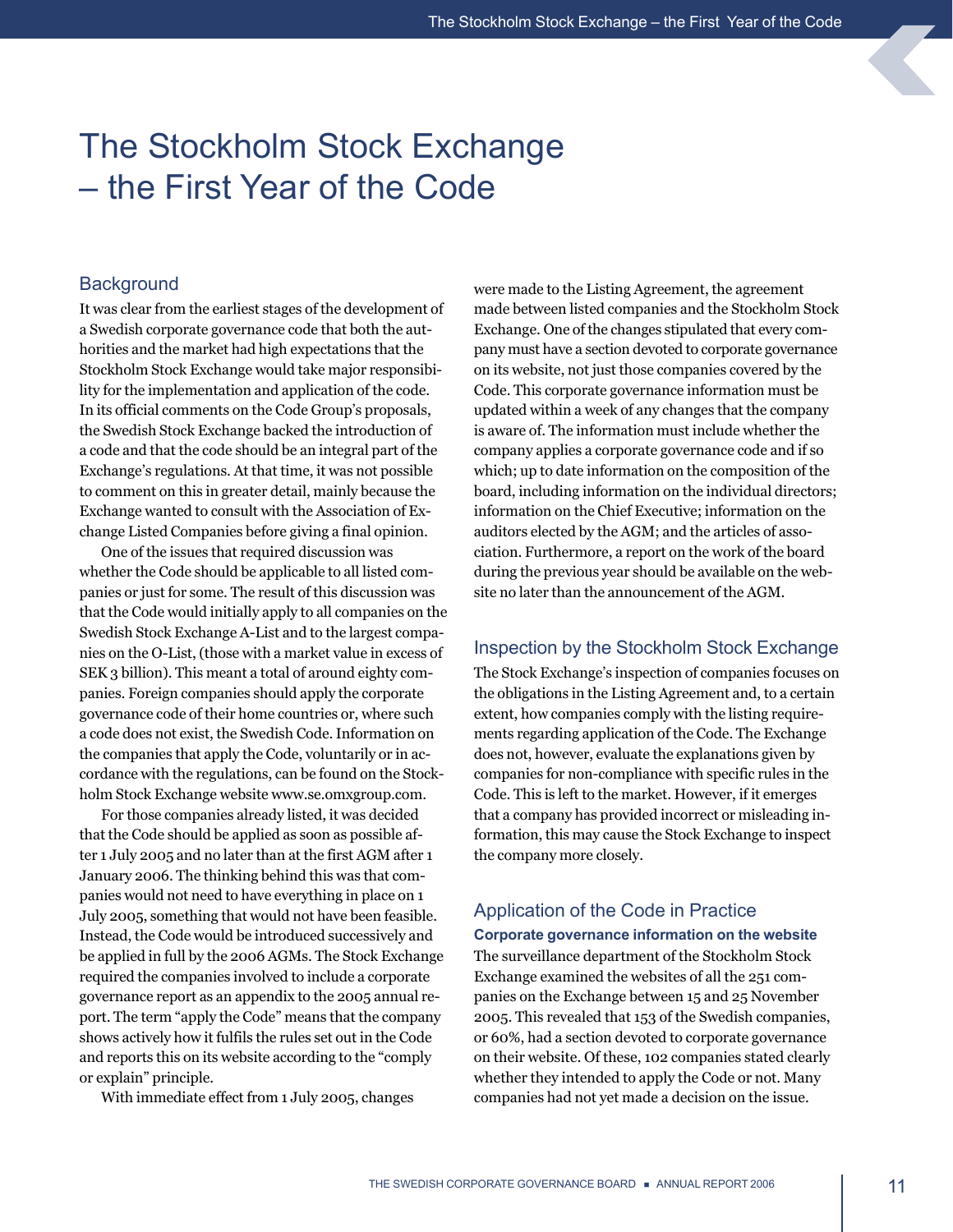# The Stockholm Stock Exchange – the First Year of the Code

## Background

It was clear from the earliest stages of the development of a Swedish corporate governance code that both the authorities and the market had high expectations that the Stockholm Stock Exchange would take major responsibility for the implementation and application of the code. In its official comments on the Code Group's proposals, the Swedish Stock Exchange backed the introduction of a code and that the code should be an integral part of the Exchange's regulations. At that time, it was not possible to comment on this in greater detail, mainly because the Exchange wanted to consult with the Association of Exchange Listed Companies before giving a final opinion.

One of the issues that required discussion was whether the Code should be applicable to all listed companies or just for some. The result of this discussion was that the Code would initially apply to all companies on the Swedish Stock Exchange A-List and to the largest companies on the O-List, (those with a market value in excess of SEK 3 billion). This meant a total of around eighty companies. Foreign companies should apply the corporate governance code of their home countries or, where such a code does not exist, the Swedish Code. Information on the companies that apply the Code, voluntarily or in accordance with the regulations, can be found on the Stockholm Stock Exchange website www.se.omxgroup.com.

For those companies already listed, it was decided that the Code should be applied as soon as possible after 1 July 2005 and no later than at the first AGM after 1 January 2006. The thinking behind this was that companies would not need to have everything in place on 1 July 2005, something that would not have been feasible. Instead, the Code would be introduced successively and be applied in full by the 2006 AGMs. The Stock Exchange required the companies involved to include a corporate governance report as an appendix to the 2005 annual report. The term "apply the Code" means that the company shows actively how it fulfils the rules set out in the Code and reports this on its website according to the "comply or explain" principle.

With immediate effect from 1 July 2005, changes were made to the Listing Agreement, the agreement made between listed companies and the Stockholm Stock Exchange. One of the changes stipulated that every company must have a section devoted to corporate governance on its website, not just those companies covered by the Code. This corporate governance information must be updated within a week of any changes that the company is aware of. The information must include whether the company applies a corporate governance code and if so which; up to date information on the composition of the board, including information on the individual directors; information on the Chief Executive; information on the auditors elected by the AGM; and the articles of association. Furthermore, a report on the work of the board during the previous year should be available on the website no later than the announcement of the AGM.

## Inspection by the Stockholm Stock Exchange

The Stock Exchange's inspection of companies focuses on the obligations in the Listing Agreement and, to a certain extent, how companies comply with the listing requirements regarding application of the Code. The Exchange does not, however, evaluate the explanations given by companies for non-compliance with specific rules in the Code. This is left to the market. However, if it emerges that a company has provided incorrect or misleading information, this may cause the Stock Exchange to inspect the company more closely.

## Application of the Code in Practice

### Corporate governance information on the website

The surveillance department of the Stockholm Stock Exchange examined the websites of all the 251 companies on the Exchange between 15 and 25 November 2005. This revealed that 153 of the Swedish companies, or 60%, had a section devoted to corporate governance on their website. Of these, 102 companies stated clearly whether they intended to apply the Code or not. Many companies had not yet made a decision on the issue.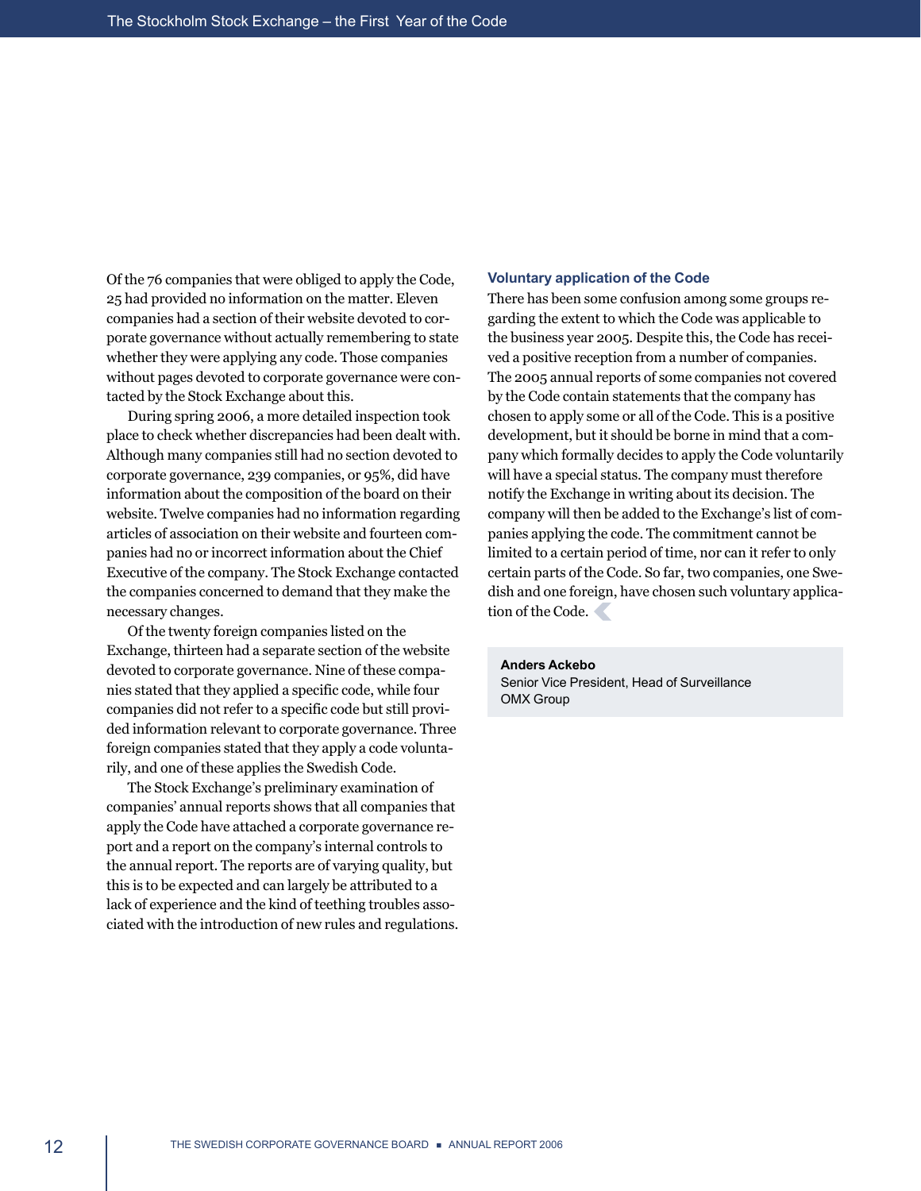Of the 76 companies that were obliged to apply the Code, 25 had provided no information on the matter. Eleven companies had a section of their website devoted to corporate governance without actually remembering to state whether they were applying any code. Those companies without pages devoted to corporate governance were contacted by the Stock Exchange about this.

During spring 2006, a more detailed inspection took place to check whether discrepancies had been dealt with. Although many companies still had no section devoted to corporate governance, 239 companies, or 95%, did have information about the composition of the board on their website. Twelve companies had no information regarding articles of association on their website and fourteen companies had no or incorrect information about the Chief Executive of the company. The Stock Exchange contacted the companies concerned to demand that they make the necessary changes.

Of the twenty foreign companies listed on the Exchange, thirteen had a separate section of the website devoted to corporate governance. Nine of these companies stated that they applied a specific code, while four companies did not refer to a specific code but still provided information relevant to corporate governance. Three foreign companies stated that they apply a code voluntarily, and one of these applies the Swedish Code.

The Stock Exchange's preliminary examination of companies' annual reports shows that all companies that apply the Code have attached a corporate governance report and a report on the company's internal controls to the annual report. The reports are of varying quality, but this is to be expected and can largely be attributed to a lack of experience and the kind of teething troubles associated with the introduction of new rules and regulations.

### Voluntary application of the Code

There has been some confusion among some groups regarding the extent to which the Code was applicable to the business year 2005. Despite this, the Code has received a positive reception from a number of companies. The 2005 annual reports of some companies not covered by the Code contain statements that the company has chosen to apply some or all of the Code. This is a positive development, but it should be borne in mind that a company which formally decides to apply the Code voluntarily will have a special status. The company must therefore notify the Exchange in writing about its decision. The company will then be added to the Exchange's list of companies applying the code. The commitment cannot be limited to a certain period of time, nor can it refer to only certain parts of the Code. So far, two companies, one Swedish and one foreign, have chosen such voluntary application of the Code.

**Anders Ackebo**
Senior Vice President, Head of Surveillance
OMX Group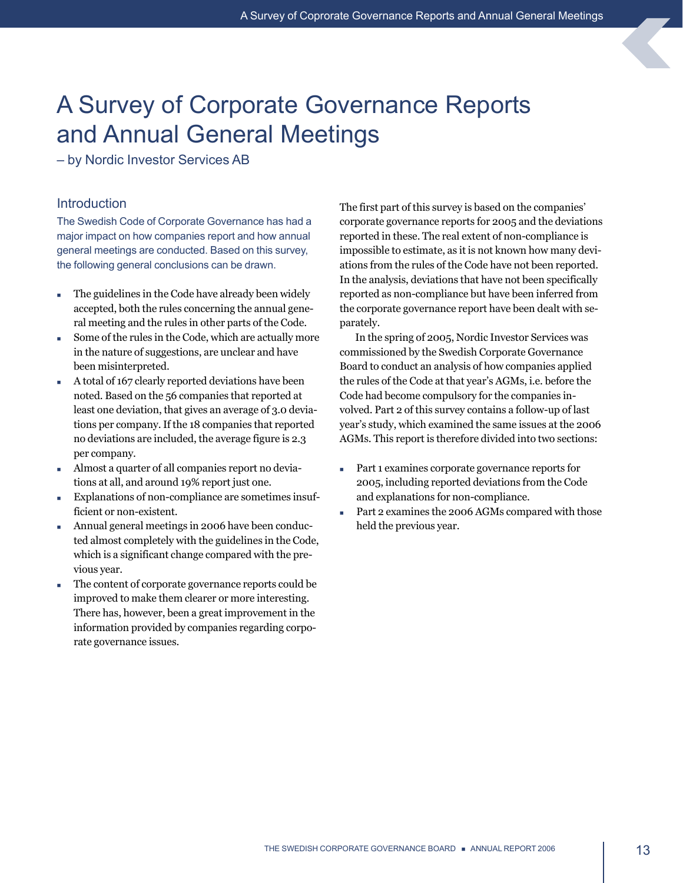# A Survey of Corporate Governance Reports and Annual General Meetings

– by Nordic Investor Services AB

## Introduction

The Swedish Code of Corporate Governance has had a major impact on how companies report and how annual general meetings are conducted. Based on this survey, the following general conclusions can be drawn.

- The guidelines in the Code have already been widely accepted, both the rules concerning the annual general meeting and the rules in other parts of the Code.
- Some of the rules in the Code, which are actually more in the nature of suggestions, are unclear and have been misinterpreted.
- A total of 167 clearly reported deviations have been noted. Based on the 56 companies that reported at least one deviation, that gives an average of 3.0 deviations per company. If the 18 companies that reported no deviations are included, the average figure is 2.3 per company.
- Almost a quarter of all companies report no deviations at all, and around 19% report just one.
- Explanations of non-compliance are sometimes insufficient or non-existent.
- Annual general meetings in 2006 have been conducted almost completely with the guidelines in the Code, which is a significant change compared with the previous year.
- The content of corporate governance reports could be improved to make them clearer or more interesting. There has, however, been a great improvement in the information provided by companies regarding corporate governance issues.

The first part of this survey is based on the companies' corporate governance reports for 2005 and the deviations reported in these. The real extent of non-compliance is impossible to estimate, as it is not known how many deviations from the rules of the Code have not been reported. In the analysis, deviations that have not been specifically reported as non-compliance but have been inferred from the corporate governance report have been dealt with separately.

In the spring of 2005, Nordic Investor Services was commissioned by the Swedish Corporate Governance Board to conduct an analysis of how companies applied the rules of the Code at that year's AGMs, i.e. before the Code had become compulsory for the companies involved. Part 2 of this survey contains a follow-up of last year's study, which examined the same issues at the 2006 AGMs. This report is therefore divided into two sections:

- Part 1 examines corporate governance reports for 2005, including reported deviations from the Code and explanations for non-compliance.
- Part 2 examines the 2006 AGMs compared with those held the previous year.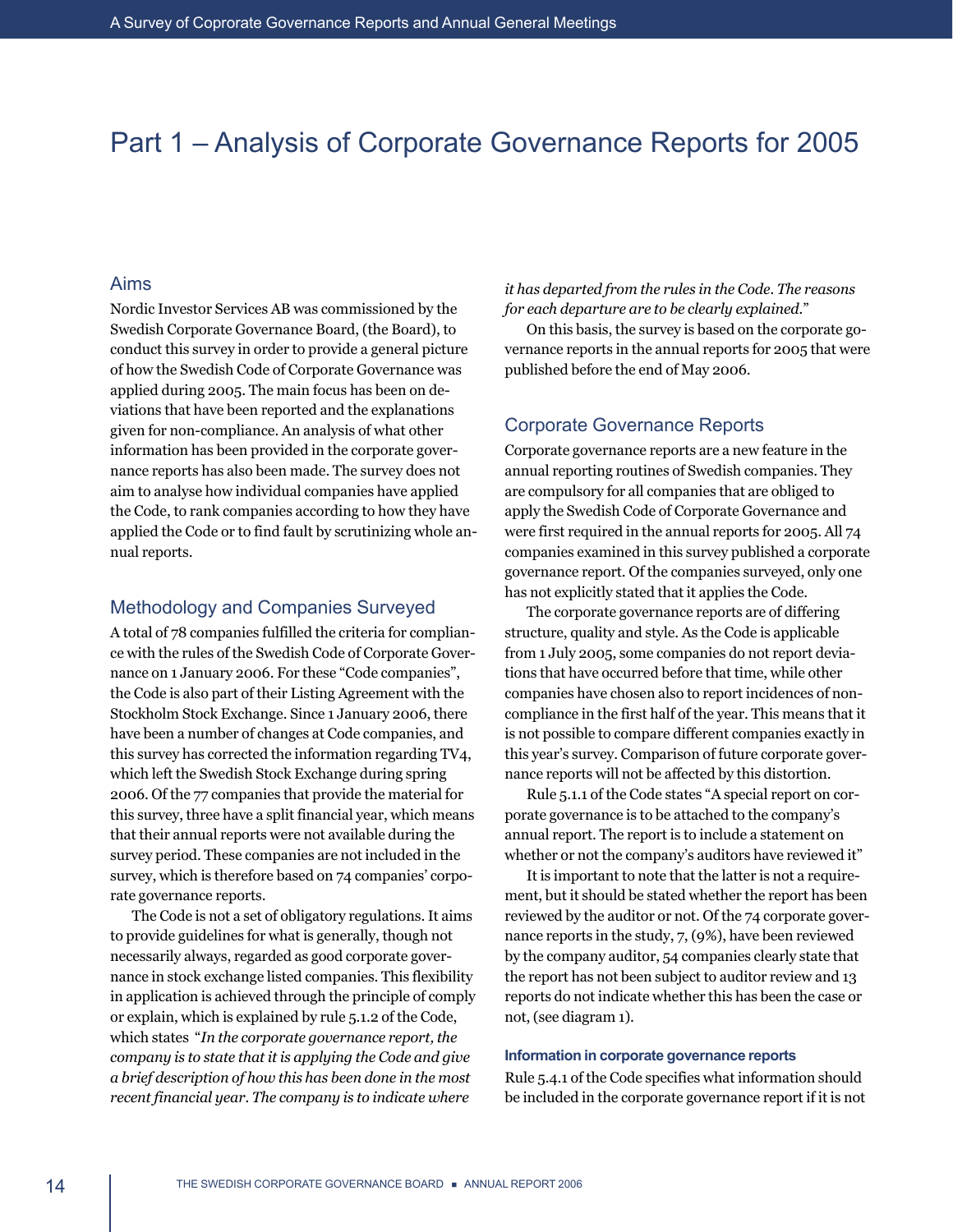# Part 1 – Analysis of Corporate Governance Reports for 2005

## Aims

Nordic Investor Services AB was commissioned by the Swedish Corporate Governance Board, (the Board), to conduct this survey in order to provide a general picture of how the Swedish Code of Corporate Governance was applied during 2005. The main focus has been on deviations that have been reported and the explanations given for non-compliance. An analysis of what other information has been provided in the corporate governance reports has also been made. The survey does not aim to analyse how individual companies have applied the Code, to rank companies according to how they have applied the Code or to find fault by scrutinizing whole annual reports.

## Methodology and Companies Surveyed

A total of 78 companies fulfilled the criteria for compliance with the rules of the Swedish Code of Corporate Governance on 1 January 2006. For these "Code companies", the Code is also part of their Listing Agreement with the Stockholm Stock Exchange. Since 1 January 2006, there have been a number of changes at Code companies, and this survey has corrected the information regarding TV4, which left the Swedish Stock Exchange during spring 2006. Of the 77 companies that provide the material for this survey, three have a split financial year, which means that their annual reports were not available during the survey period. These companies are not included in the survey, which is therefore based on 74 companies' corporate governance reports.

The Code is not a set of obligatory regulations. It aims to provide guidelines for what is generally, though not necessarily always, regarded as good corporate governance in stock exchange listed companies. This flexibility in application is achieved through the principle of comply or explain, which is explained by rule 5.1.2 of the Code, which states "*In the corporate governance report, the company is to state that it is applying the Code and give a brief description of how this has been done in the most recent financial year. The company is to indicate where it has departed from the rules in the Code. The reasons for each departure are to be clearly explained.*"

On this basis, the survey is based on the corporate governance reports in the annual reports for 2005 that were published before the end of May 2006.

## Corporate Governance Reports

Corporate governance reports are a new feature in the annual reporting routines of Swedish companies. They are compulsory for all companies that are obliged to apply the Swedish Code of Corporate Governance and were first required in the annual reports for 2005. All 74 companies examined in this survey published a corporate governance report. Of the companies surveyed, only one has not explicitly stated that it applies the Code.

The corporate governance reports are of differing structure, quality and style. As the Code is applicable from 1 July 2005, some companies do not report deviations that have occurred before that time, while other companies have chosen also to report incidences of non-compliance in the first half of the year. This means that it is not possible to compare different companies exactly in this year's survey. Comparison of future corporate governance reports will not be affected by this distortion.

Rule 5.1.1 of the Code states "A special report on corporate governance is to be attached to the company's annual report. The report is to include a statement on whether or not the company's auditors have reviewed it"

It is important to note that the latter is not a requirement, but it should be stated whether the report has been reviewed by the auditor or not. Of the 74 corporate governance reports in the study, 7, (9%), have been reviewed by the company auditor, 54 companies clearly state that the report has not been subject to auditor review and 13 reports do not indicate whether this has been the case or not, (see diagram 1).

#### Information in corporate governance reports

Rule 5.4.1 of the Code specifies what information should be included in the corporate governance report if it is not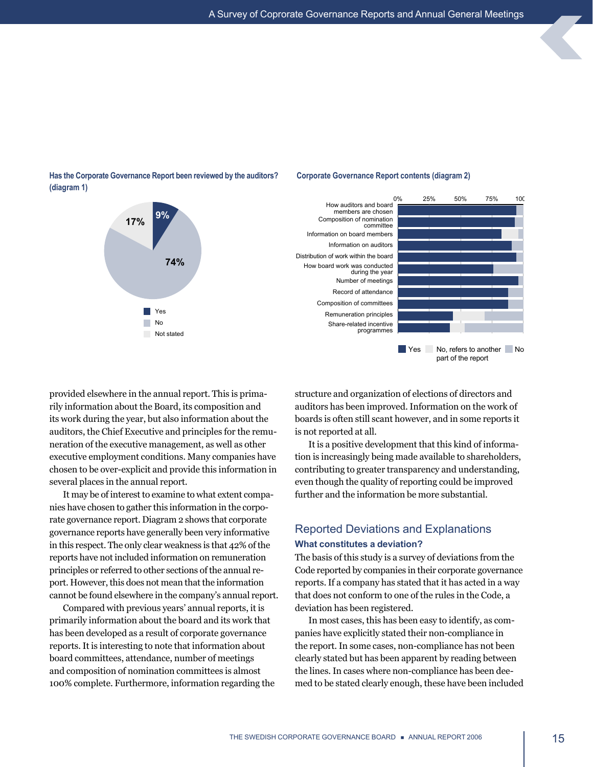**Has the Corporate Governance Report been reviewed by the auditors? (diagram 1)**

- Yes: 9%
- No: 74%
- Not stated: 17%

**Corporate Governance Report contents (diagram 2)**

Categories: How auditors and board members are chosen; Composition of nomination committee; Information on board members; Information on auditors; Distribution of work within the board; How board work was conducted during the year; Number of meetings; Record of attendance; Composition of committees; Remuneration principles; Share-related incentive programmes

Legend: Yes; No, refers to another part of the report; No

provided elsewhere in the annual report. This is primarily information about the Board, its composition and its work during the year, but also information about the auditors, the Chief Executive and principles for the remuneration of the executive management, as well as other executive employment conditions. Many companies have chosen to be over-explicit and provide this information in several places in the annual report.

It may be of interest to examine to what extent companies have chosen to gather this information in the corporate governance report. Diagram 2 shows that corporate governance reports have generally been very informative in this respect. The only clear weakness is that 42% of the reports have not included information on remuneration principles or referred to other sections of the annual report. However, this does not mean that the information cannot be found elsewhere in the company's annual report.

Compared with previous years' annual reports, it is primarily information about the board and its work that has been developed as a result of corporate governance reports. It is interesting to note that information about board committees, attendance, number of meetings and composition of nomination committees is almost 100% complete. Furthermore, information regarding the structure and organization of elections of directors and auditors has been improved. Information on the work of boards is often still scant however, and in some reports it is not reported at all.

It is a positive development that this kind of information is increasingly being made available to shareholders, contributing to greater transparency and understanding, even though the quality of reporting could be improved further and the information be more substantial.

## Reported Deviations and Explanations

### What constitutes a deviation?

The basis of this study is a survey of deviations from the Code reported by companies in their corporate governance reports. If a company has stated that it has acted in a way that does not conform to one of the rules in the Code, a deviation has been registered.

In most cases, this has been easy to identify, as companies have explicitly stated their non-compliance in the report. In some cases, non-compliance has not been clearly stated but has been apparent by reading between the lines. In cases where non-compliance has been deemed to be stated clearly enough, these have been included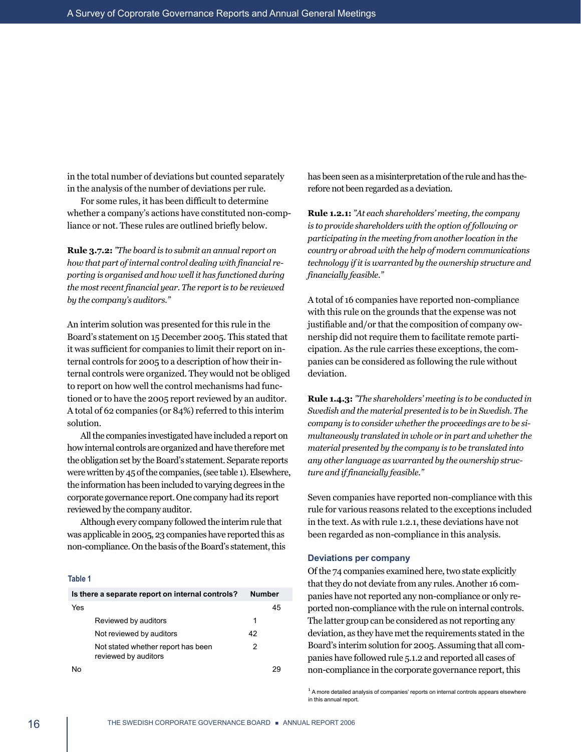in the total number of deviations but counted separately in the analysis of the number of deviations per rule.

For some rules, it has been difficult to determine whether a company's actions have constituted non-compliance or not. These rules are outlined briefly below.

**Rule 3.7.2:** *"The board is to submit an annual report on how that part of internal control dealing with financial reporting is organised and how well it has functioned during the most recent financial year. The report is to be reviewed by the company's auditors."*

An interim solution was presented for this rule in the Board's statement on 15 December 2005. This stated that it was sufficient for companies to limit their report on internal controls for 2005 to a description of how their internal controls were organized. They would not be obliged to report on how well the control mechanisms had functioned or to have the 2005 report reviewed by an auditor. A total of 62 companies (or 84%) referred to this interim solution.

All the companies investigated have included a report on how internal controls are organized and have therefore met the obligation set by the Board's statement. Separate reports were written by 45 of the companies, (see table 1). Elsewhere, the information has been included to varying degrees in the corporate governance report. One company had its report reviewed by the company auditor.

Although every company followed the interim rule that was applicable in 2005, 23 companies have reported this as non-compliance. On the basis of the Board's statement, this has been seen as a misinterpretation of the rule and has therefore not been regarded as a deviation.

**Table 1**

| Is there a separate report on internal controls? | | Number |
|---|---|---|
| Yes | | 45 |
| Reviewed by auditors | 1 | |
| Not reviewed by auditors | 42 | |
| Not stated whether report has been reviewed by auditors | 2 | |
| No | | 29 |

**Rule 1.2.1:** *"At each shareholders' meeting, the company is to provide shareholders with the option of following or participating in the meeting from another location in the country or abroad with the help of modern communications technology if it is warranted by the ownership structure and financially feasible."*

A total of 16 companies have reported non-compliance with this rule on the grounds that the expense was not justifiable and/or that the composition of company ownership did not require them to facilitate remote participation. As the rule carries these exceptions, the companies can be considered as following the rule without deviation.

**Rule 1.4.3:** *"The shareholders' meeting is to be conducted in Swedish and the material presented is to be in Swedish. The company is to consider whether the proceedings are to be simultaneously translated in whole or in part and whether the material presented by the company is to be translated into any other language as warranted by the ownership structure and if financially feasible."*

Seven companies have reported non-compliance with this rule for various reasons related to the exceptions included in the text. As with rule 1.2.1, these deviations have not been regarded as non-compliance in this analysis.

### Deviations per company

Of the 74 companies examined here, two state explicitly that they do not deviate from any rules. Another 16 companies have not reported any non-compliance or only reported non-compliance with the rule on internal controls. The latter group can be considered as not reporting any deviation, as they have met the requirements stated in the Board's interim solution for 2005. Assuming that all companies have followed rule 5.1.2 and reported all cases of non-compliance in the corporate governance report, this

[1] A more detailed analysis of companies' reports on internal controls appears elsewhere in this annual report.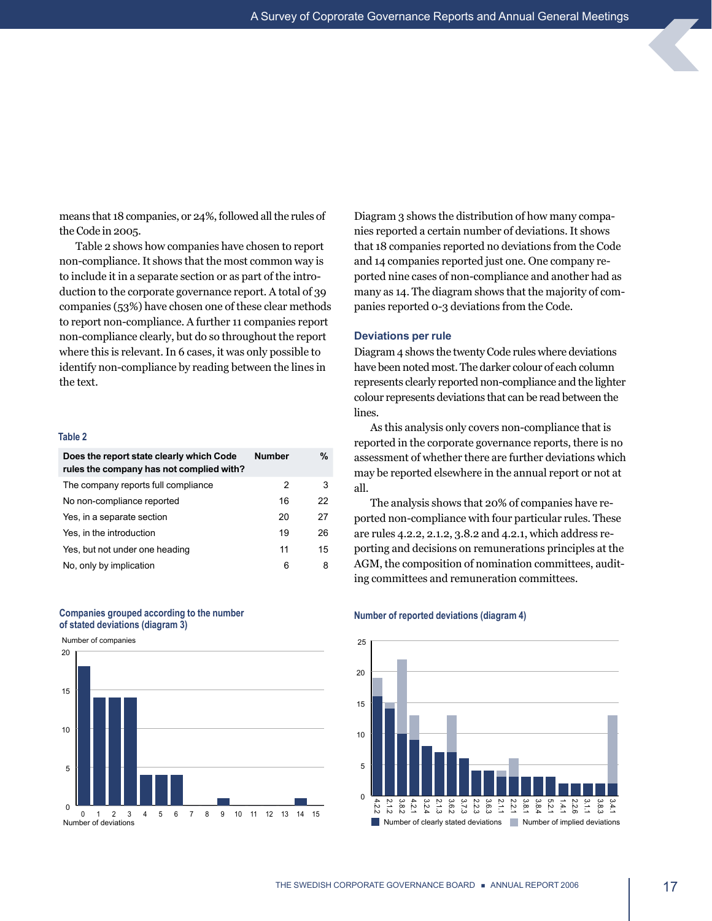means that 18 companies, or 24%, followed all the rules of the Code in 2005.

Table 2 shows how companies have chosen to report non-compliance. It shows that the most common way is to include it in a separate section or as part of the introduction to the corporate governance report. A total of 39 companies (53%) have chosen one of these clear methods to report non-compliance. A further 11 companies report non-compliance clearly, but do so throughout the report where this is relevant. In 6 cases, it was only possible to identify non-compliance by reading between the lines in the text.

**Table 2**

| Does the report state clearly which Code rules the company has not complied with? | Number | % |
|---|---|---|
| The company reports full compliance | 2 | 3 |
| No non-compliance reported | 16 | 22 |
| Yes, in a separate section | 20 | 27 |
| Yes, in the introduction | 19 | 26 |
| Yes, but not under one heading | 11 | 15 |
| No, only by implication | 6 | 8 |

**Companies grouped according to the number of stated deviations (diagram 3)**

| Number of deviations | Number of companies |
|---|---|
| 0 | 18 |
| 1 | 14 |
| 2 | 14 |
| 3 | 14 |
| 4 | 4 |
| 5 | 4 |
| 6 | 4 |
| 7 | 0 |
| 8 | 0 |
| 9 | 1 |
| 10 | 0 |
| 11 | 0 |
| 12 | 0 |
| 13 | 0 |
| 14 | 1 |
| 15 | 0 |

Diagram 3 shows the distribution of how many companies reported a certain number of deviations. It shows that 18 companies reported no deviations from the Code and 14 companies reported just one. One company reported nine cases of non-compliance and another had as many as 14. The diagram shows that the majority of companies reported 0-3 deviations from the Code.

### Deviations per rule

Diagram 4 shows the twenty Code rules where deviations have been noted most. The darker colour of each column represents clearly reported non-compliance and the lighter colour represents deviations that can be read between the lines.

As this analysis only covers non-compliance that is reported in the corporate governance reports, there is no assessment of whether there are further deviations which may be reported elsewhere in the annual report or not at all.

The analysis shows that 20% of companies have reported non-compliance with four particular rules. These are rules 4.2.2, 2.1.2, 3.8.2 and 4.2.1, which address reporting and decisions on remunerations principles at the AGM, the composition of nomination committees, auditing committees and remuneration committees.

**Number of reported deviations (diagram 4)**

| Rule | Number of clearly stated deviations | Number of implied deviations |
|---|---|---|
| 4.2.2 | 16 | 3 |
| 2.1.2 | 14 | 1 |
| 3.8.2 | 10 | 12 |
| 4.2.1 | 9 | 4 |
| 3.2.4 | 8 | 0 |
| 2.1.3 | 7 | 0 |
| 3.6.2 | 7 | 6 |
| 3.7.3 | 6 | 0 |
| 2.2.3 | 4 | 0 |
| 3.6.3 | 4 | 0 |
| 2.1.1 | 3 | 1 |
| 2.2.1 | 3 | 3 |
| 3.8.1 | 3 | 0 |
| 3.8.4 | 3 | 0 |
| 5.2.1 | 3 | 0 |
| 1.4.1 | 2 | 0 |
| 2.2.6 | 2 | 0 |
| 3.1.1 | 2 | 0 |
| 3.8.3 | 2 | 0 |
| 3.4.1 | 2 | 11 |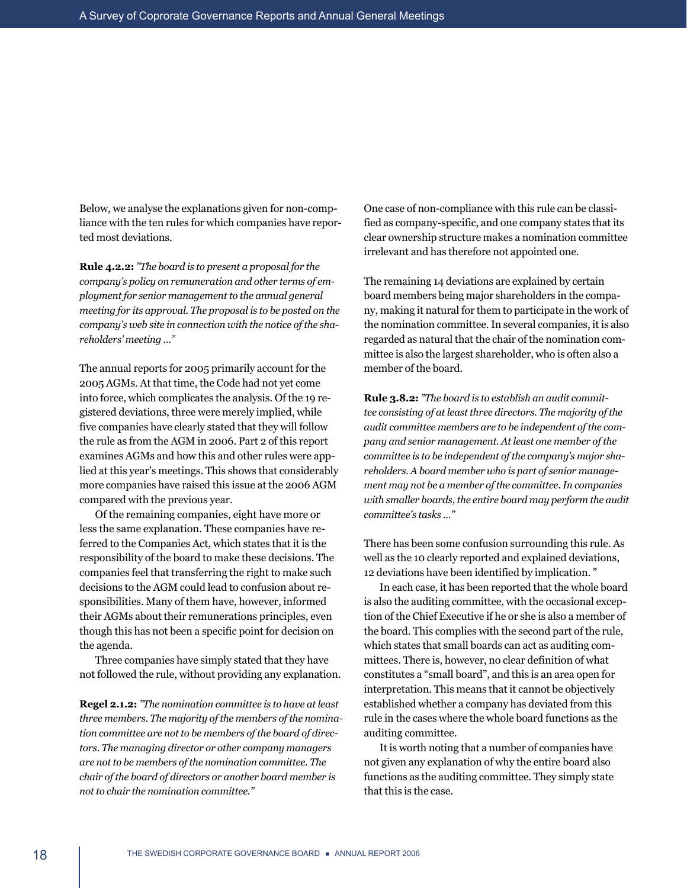Below, we analyse the explanations given for non-compliance with the ten rules for which companies have reported most deviations.

**Rule 4.2.2:** *"The board is to present a proposal for the company's policy on remuneration and other terms of employment for senior management to the annual general meeting for its approval. The proposal is to be posted on the company's web site in connection with the notice of the shareholders' meeting ..."*

The annual reports for 2005 primarily account for the 2005 AGMs. At that time, the Code had not yet come into force, which complicates the analysis. Of the 19 registered deviations, three were merely implied, while five companies have clearly stated that they will follow the rule as from the AGM in 2006. Part 2 of this report examines AGMs and how this and other rules were applied at this year's meetings. This shows that considerably more companies have raised this issue at the 2006 AGM compared with the previous year.

Of the remaining companies, eight have more or less the same explanation. These companies have referred to the Companies Act, which states that it is the responsibility of the board to make these decisions. The companies feel that transferring the right to make such decisions to the AGM could lead to confusion about responsibilities. Many of them have, however, informed their AGMs about their remunerations principles, even though this has not been a specific point for decision on the agenda.

Three companies have simply stated that they have not followed the rule, without providing any explanation.

**Regel 2.1.2:** *"The nomination committee is to have at least three members. The majority of the members of the nomination committee are not to be members of the board of directors. The managing director or other company managers are not to be members of the nomination committee. The chair of the board of directors or another board member is not to chair the nomination committee."*

One case of non-compliance with this rule can be classified as company-specific, and one company states that its clear ownership structure makes a nomination committee irrelevant and has therefore not appointed one.

The remaining 14 deviations are explained by certain board members being major shareholders in the company, making it natural for them to participate in the work of the nomination committee. In several companies, it is also regarded as natural that the chair of the nomination committee is also the largest shareholder, who is often also a member of the board.

**Rule 3.8.2:** *"The board is to establish an audit committee consisting of at least three directors. The majority of the audit committee members are to be independent of the company and senior management. At least one member of the committee is to be independent of the company's major shareholders. A board member who is part of senior management may not be a member of the committee. In companies with smaller boards, the entire board may perform the audit committee's tasks ..."*

There has been some confusion surrounding this rule. As well as the 10 clearly reported and explained deviations, 12 deviations have been identified by implication. "

In each case, it has been reported that the whole board is also the auditing committee, with the occasional exception of the Chief Executive if he or she is also a member of the board. This complies with the second part of the rule, which states that small boards can act as auditing committees. There is, however, no clear definition of what constitutes a "small board", and this is an area open for interpretation. This means that it cannot be objectively established whether a company has deviated from this rule in the cases where the whole board functions as the auditing committee.

It is worth noting that a number of companies have not given any explanation of why the entire board also functions as the auditing committee. They simply state that this is the case.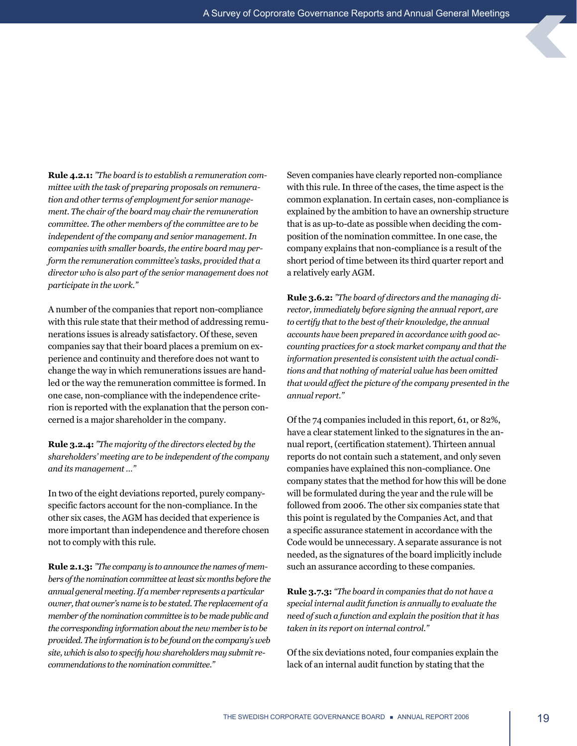**Rule 4.2.1:** *"The board is to establish a remuneration committee with the task of preparing proposals on remuneration and other terms of employment for senior management. The chair of the board may chair the remuneration committee. The other members of the committee are to be independent of the company and senior management. In companies with smaller boards, the entire board may perform the remuneration committee's tasks, provided that a director who is also part of the senior management does not participate in the work."*

A number of the companies that report non-compliance with this rule state that their method of addressing remunerations issues is already satisfactory. Of these, seven companies say that their board places a premium on experience and continuity and therefore does not want to change the way in which remunerations issues are handled or the way the remuneration committee is formed. In one case, non-compliance with the independence criterion is reported with the explanation that the person concerned is a major shareholder in the company.

**Rule 3.2.4:** *"The majority of the directors elected by the shareholders' meeting are to be independent of the company and its management ..."*

In two of the eight deviations reported, purely company-specific factors account for the non-compliance. In the other six cases, the AGM has decided that experience is more important than independence and therefore chosen not to comply with this rule.

**Rule 2.1.3:** *"The company is to announce the names of members of the nomination committee at least six months before the annual general meeting. If a member represents a particular owner, that owner's name is to be stated. The replacement of a member of the nomination committee is to be made public and the corresponding information about the new member is to be provided. The information is to be found on the company's web site, which is also to specify how shareholders may submit recommendations to the nomination committee."*

Seven companies have clearly reported non-compliance with this rule. In three of the cases, the time aspect is the common explanation. In certain cases, non-compliance is explained by the ambition to have an ownership structure that is as up-to-date as possible when deciding the composition of the nomination committee. In one case, the company explains that non-compliance is a result of the short period of time between its third quarter report and a relatively early AGM.

**Rule 3.6.2:** *"The board of directors and the managing director, immediately before signing the annual report, are to certify that to the best of their knowledge, the annual accounts have been prepared in accordance with good accounting practices for a stock market company and that the information presented is consistent with the actual conditions and that nothing of material value has been omitted that would affect the picture of the company presented in the annual report."*

Of the 74 companies included in this report, 61, or 82%, have a clear statement linked to the signatures in the annual report, (certification statement). Thirteen annual reports do not contain such a statement, and only seven companies have explained this non-compliance. One company states that the method for how this will be done will be formulated during the year and the rule will be followed from 2006. The other six companies state that this point is regulated by the Companies Act, and that a specific assurance statement in accordance with the Code would be unnecessary. A separate assurance is not needed, as the signatures of the board implicitly include such an assurance according to these companies.

**Rule 3.7.3:** *"The board in companies that do not have a special internal audit function is annually to evaluate the need of such a function and explain the position that it has taken in its report on internal control."*

Of the six deviations noted, four companies explain the lack of an internal audit function by stating that the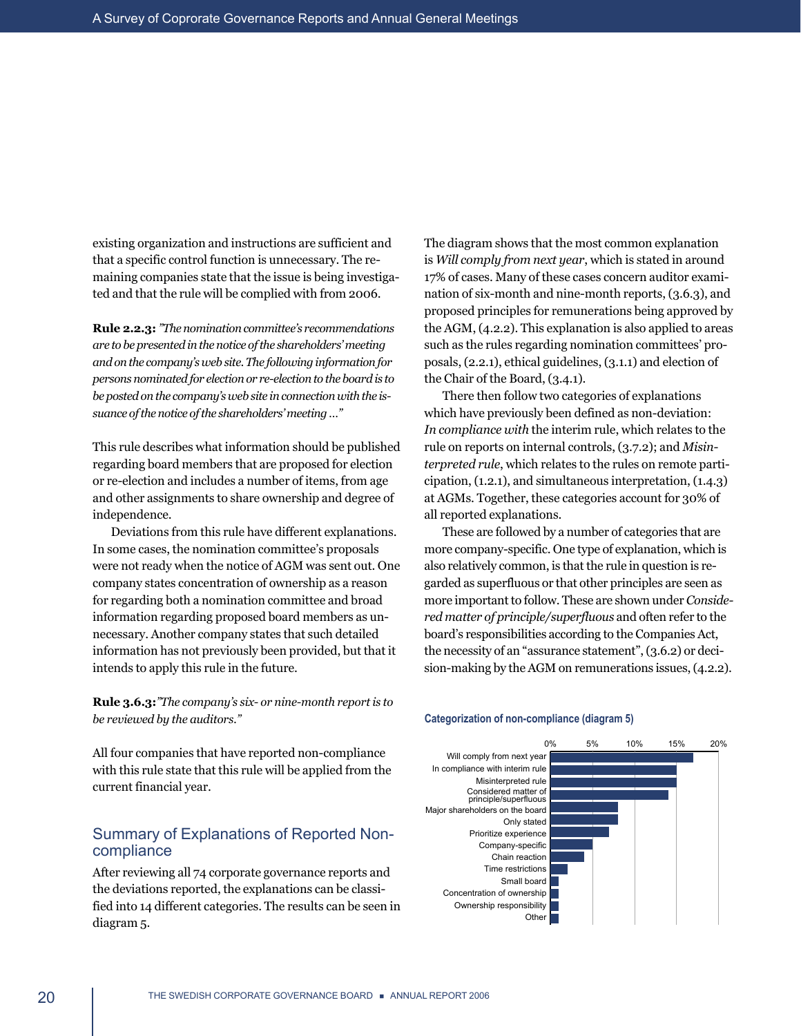existing organization and instructions are sufficient and that a specific control function is unnecessary. The remaining companies state that the issue is being investigated and that the rule will be complied with from 2006.

**Rule 2.2.3:** *"The nomination committee's recommendations are to be presented in the notice of the shareholders' meeting and on the company's web site. The following information for persons nominated for election or re-election to the board is to be posted on the company's web site in connection with the issuance of the notice of the shareholders' meeting ..."*

This rule describes what information should be published regarding board members that are proposed for election or re-election and includes a number of items, from age and other assignments to share ownership and degree of independence.

Deviations from this rule have different explanations. In some cases, the nomination committee's proposals were not ready when the notice of AGM was sent out. One company states concentration of ownership as a reason for regarding both a nomination committee and broad information regarding proposed board members as unnecessary. Another company states that such detailed information has not previously been provided, but that it intends to apply this rule in the future.

**Rule 3.6.3:** *"The company's six- or nine-month report is to be reviewed by the auditors."*

All four companies that have reported non-compliance with this rule state that this rule will be applied from the current financial year.

## Summary of Explanations of Reported Non-compliance

After reviewing all 74 corporate governance reports and the deviations reported, the explanations can be classified into 14 different categories. The results can be seen in diagram 5.

The diagram shows that the most common explanation is *Will comply from next year*, which is stated in around 17% of cases. Many of these cases concern auditor examination of six-month and nine-month reports, (3.6.3), and proposed principles for remunerations being approved by the AGM, (4.2.2). This explanation is also applied to areas such as the rules regarding nomination committees' proposals, (2.2.1), ethical guidelines, (3.1.1) and election of the Chair of the Board, (3.4.1).

There then follow two categories of explanations which have previously been defined as non-deviation: *In compliance with* the interim rule, which relates to the rule on reports on internal controls, (3.7.2); and *Misinterpreted rule*, which relates to the rules on remote participation, (1.2.1), and simultaneous interpretation, (1.4.3) at AGMs. Together, these categories account for 30% of all reported explanations.

These are followed by a number of categories that are more company-specific. One type of explanation, which is also relatively common, is that the rule in question is regarded as superfluous or that other principles are seen as more important to follow. These are shown under *Considered matter of principle/superfluous* and often refer to the board's responsibilities according to the Companies Act, the necessity of an "assurance statement", (3.6.2) or decision-making by the AGM on remunerations issues, (4.2.2).

**Categorization of non-compliance (diagram 5)**

| Category | Approx. share |
|---|---|
| Will comply from next year | ~17% |
| In compliance with interim rule | ~15% |
| Misinterpreted rule | ~15% |
| Considered matter of principle/superfluous | ~14% |
| Major shareholders on the board | ~8% |
| Only stated | ~8% |
| Prioritize experience | ~7% |
| Company-specific | ~5% |
| Chain reaction | ~4% |
| Time restrictions | ~2% |
| Small board | ~1% |
| Concentration of ownership | ~1% |
| Ownership responsibility | ~1% |
| Other | ~1% |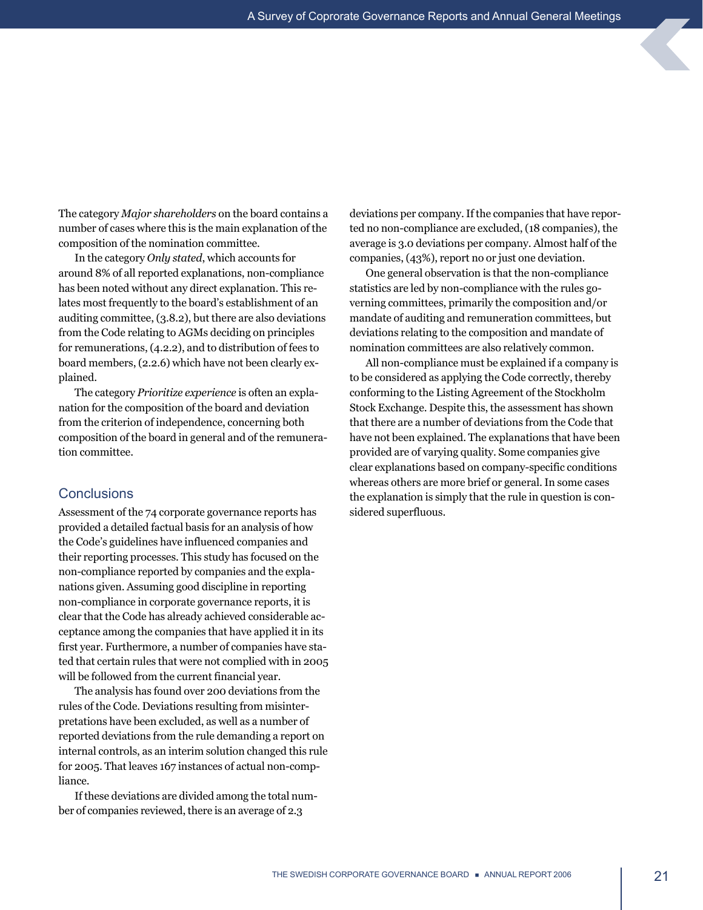The category *Major shareholders* on the board contains a number of cases where this is the main explanation of the composition of the nomination committee.

In the category *Only stated*, which accounts for around 8% of all reported explanations, non-compliance has been noted without any direct explanation. This relates most frequently to the board's establishment of an auditing committee, (3.8.2), but there are also deviations from the Code relating to AGMs deciding on principles for remunerations, (4.2.2), and to distribution of fees to board members, (2.2.6) which have not been clearly explained.

The category *Prioritize experience* is often an explanation for the composition of the board and deviation from the criterion of independence, concerning both composition of the board in general and of the remuneration committee.

## Conclusions

Assessment of the 74 corporate governance reports has provided a detailed factual basis for an analysis of how the Code's guidelines have influenced companies and their reporting processes. This study has focused on the non-compliance reported by companies and the explanations given. Assuming good discipline in reporting non-compliance in corporate governance reports, it is clear that the Code has already achieved considerable acceptance among the companies that have applied it in its first year. Furthermore, a number of companies have stated that certain rules that were not complied with in 2005 will be followed from the current financial year.

The analysis has found over 200 deviations from the rules of the Code. Deviations resulting from misinterpretations have been excluded, as well as a number of reported deviations from the rule demanding a report on internal controls, as an interim solution changed this rule for 2005. That leaves 167 instances of actual non-compliance.

If these deviations are divided among the total number of companies reviewed, there is an average of 2.3 deviations per company. If the companies that have reported no non-compliance are excluded, (18 companies), the average is 3.0 deviations per company. Almost half of the companies, (43%), report no or just one deviation.

One general observation is that the non-compliance statistics are led by non-compliance with the rules governing committees, primarily the composition and/or mandate of auditing and remuneration committees, but deviations relating to the composition and mandate of nomination committees are also relatively common.

All non-compliance must be explained if a company is to be considered as applying the Code correctly, thereby conforming to the Listing Agreement of the Stockholm Stock Exchange. Despite this, the assessment has shown that there are a number of deviations from the Code that have not been explained. The explanations that have been provided are of varying quality. Some companies give clear explanations based on company-specific conditions whereas others are more brief or general. In some cases the explanation is simply that the rule in question is considered superfluous.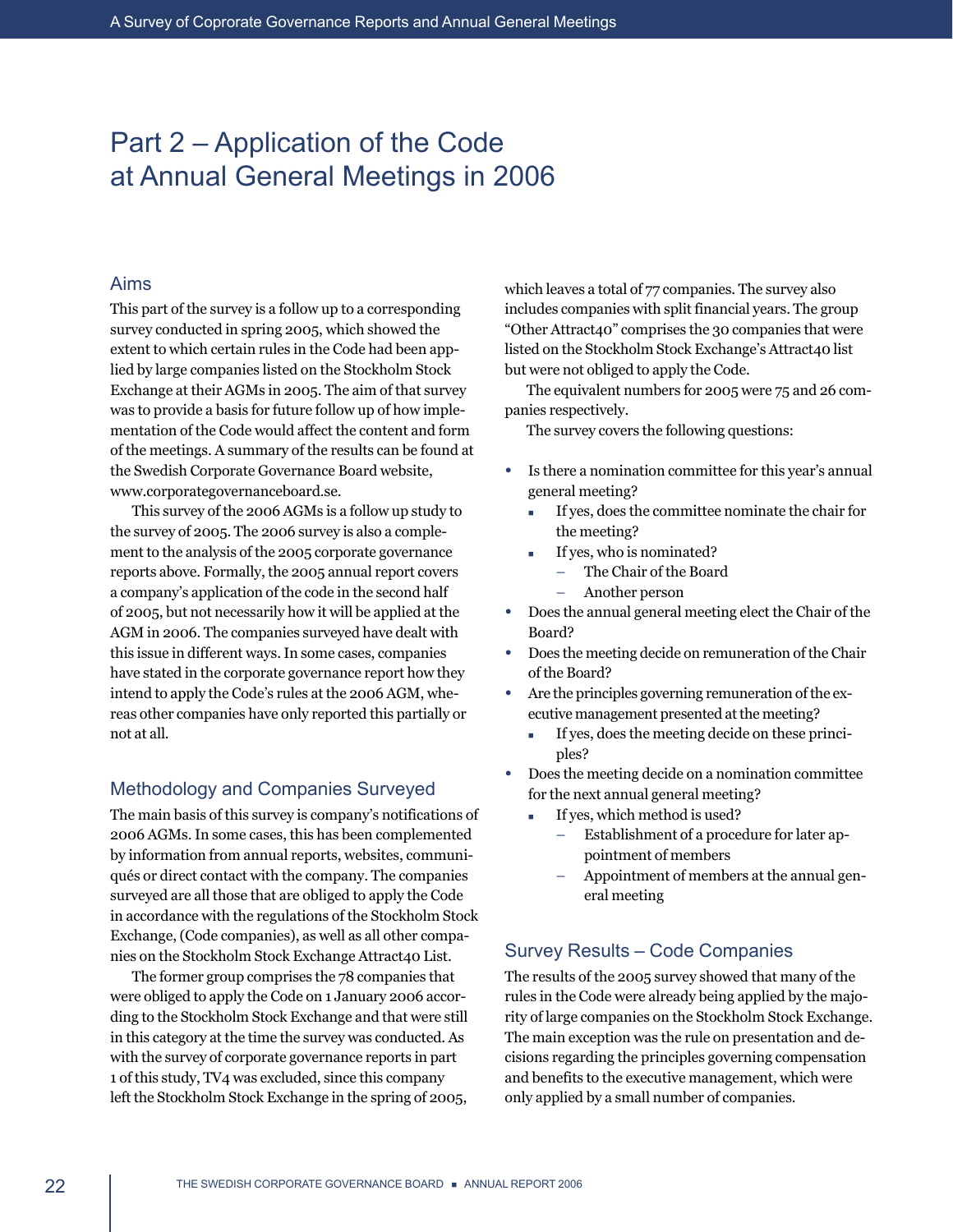# Part 2 – Application of the Code at Annual General Meetings in 2006

## Aims

This part of the survey is a follow up to a corresponding survey conducted in spring 2005, which showed the extent to which certain rules in the Code had been applied by large companies listed on the Stockholm Stock Exchange at their AGMs in 2005. The aim of that survey was to provide a basis for future follow up of how implementation of the Code would affect the content and form of the meetings. A summary of the results can be found at the Swedish Corporate Governance Board website, www.corporategovernanceboard.se.

This survey of the 2006 AGMs is a follow up study to the survey of 2005. The 2006 survey is also a complement to the analysis of the 2005 corporate governance reports above. Formally, the 2005 annual report covers a company's application of the code in the second half of 2005, but not necessarily how it will be applied at the AGM in 2006. The companies surveyed have dealt with this issue in different ways. In some cases, companies have stated in the corporate governance report how they intend to apply the Code's rules at the 2006 AGM, whereas other companies have only reported this partially or not at all.

## Methodology and Companies Surveyed

The main basis of this survey is company's notifications of 2006 AGMs. In some cases, this has been complemented by information from annual reports, websites, communiqués or direct contact with the company. The companies surveyed are all those that are obliged to apply the Code in accordance with the regulations of the Stockholm Stock Exchange, (Code companies), as well as all other companies on the Stockholm Stock Exchange Attract40 List.

The former group comprises the 78 companies that were obliged to apply the Code on 1 January 2006 according to the Stockholm Stock Exchange and that were still in this category at the time the survey was conducted. As with the survey of corporate governance reports in part 1 of this study, TV4 was excluded, since this company left the Stockholm Stock Exchange in the spring of 2005, which leaves a total of 77 companies. The survey also includes companies with split financial years. The group "Other Attract40" comprises the 30 companies that were listed on the Stockholm Stock Exchange's Attract40 list but were not obliged to apply the Code.

The equivalent numbers for 2005 were 75 and 26 companies respectively.

The survey covers the following questions:

- Is there a nomination committee for this year's annual general meeting?
  - If yes, does the committee nominate the chair for the meeting?
  - If yes, who is nominated?
    - The Chair of the Board
    - Another person
- Does the annual general meeting elect the Chair of the Board?
- Does the meeting decide on remuneration of the Chair of the Board?
- Are the principles governing remuneration of the executive management presented at the meeting?
  - If yes, does the meeting decide on these principles?
- Does the meeting decide on a nomination committee for the next annual general meeting?
  - If yes, which method is used?
    - Establishment of a procedure for later appointment of members
    - Appointment of members at the annual general meeting

## Survey Results – Code Companies

The results of the 2005 survey showed that many of the rules in the Code were already being applied by the majority of large companies on the Stockholm Stock Exchange. The main exception was the rule on presentation and decisions regarding the principles governing compensation and benefits to the executive management, which were only applied by a small number of companies.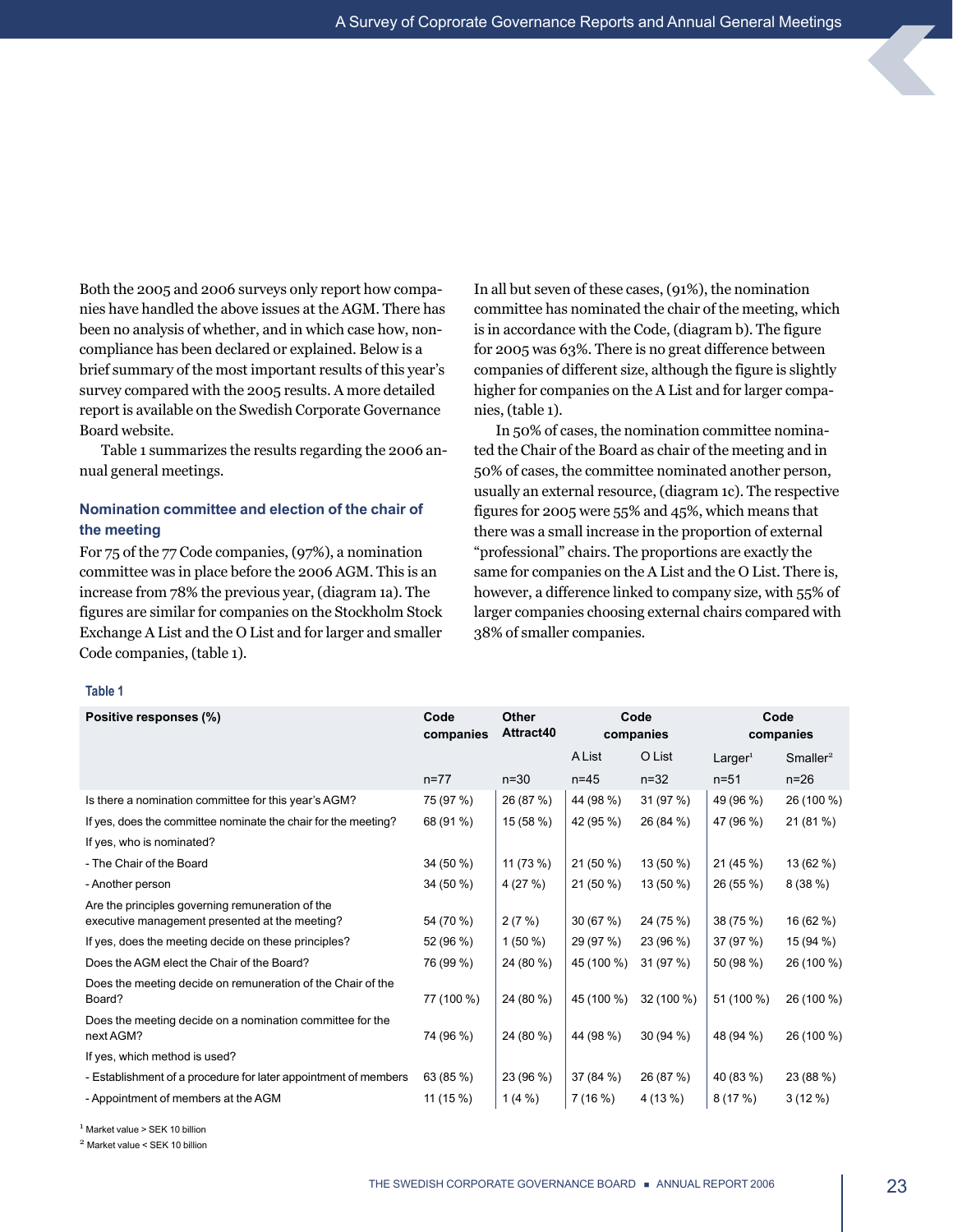Both the 2005 and 2006 surveys only report how companies have handled the above issues at the AGM. There has been no analysis of whether, and in which case how, non-compliance has been declared or explained. Below is a brief summary of the most important results of this year's survey compared with the 2005 results. A more detailed report is available on the Swedish Corporate Governance Board website.

Table 1 summarizes the results regarding the 2006 annual general meetings.

### Nomination committee and election of the chair of the meeting

For 75 of the 77 Code companies, (97%), a nomination committee was in place before the 2006 AGM. This is an increase from 78% the previous year, (diagram 1a). The figures are similar for companies on the Stockholm Stock Exchange A List and the O List and for larger and smaller Code companies, (table 1).

In all but seven of these cases, (91%), the nomination committee has nominated the chair of the meeting, which is in accordance with the Code, (diagram b). The figure for 2005 was 63%. There is no great difference between companies of different size, although the figure is slightly higher for companies on the A List and for larger companies, (table 1).

In 50% of cases, the nomination committee nominated the Chair of the Board as chair of the meeting and in 50% of cases, the committee nominated another person, usually an external resource, (diagram 1c). The respective figures for 2005 were 55% and 45%, which means that there was a small increase in the proportion of external "professional" chairs. The proportions are exactly the same for companies on the A List and the O List. There is, however, a difference linked to company size, with 55% of larger companies choosing external chairs compared with 38% of smaller companies.

**Table 1**

| Positive responses (%) | Code companies | Other Attract40 | Code companies | | Code companies | |
|---|---|---|---|---|---|---|
| | | | A List | O List | Larger[1] | Smaller[2] |
| | n=77 | n=30 | n=45 | n=32 | n=51 | n=26 |
| Is there a nomination committee for this year's AGM? | 75 (97 %) | 26 (87 %) | 44 (98 %) | 31 (97 %) | 49 (96 %) | 26 (100 %) |
| If yes, does the committee nominate the chair for the meeting? | 68 (91 %) | 15 (58 %) | 42 (95 %) | 26 (84 %) | 47 (96 %) | 21 (81 %) |
| If yes, who is nominated? | | | | | | |
| - The Chair of the Board | 34 (50 %) | 11 (73 %) | 21 (50 %) | 13 (50 %) | 21 (45 %) | 13 (62 %) |
| - Another person | 34 (50 %) | 4 (27 %) | 21 (50 %) | 13 (50 %) | 26 (55 %) | 8 (38 %) |
| Are the principles governing remuneration of the executive management presented at the meeting? | 54 (70 %) | 2 (7 %) | 30 (67 %) | 24 (75 %) | 38 (75 %) | 16 (62 %) |
| If yes, does the meeting decide on these principles? | 52 (96 %) | 1 (50 %) | 29 (97 %) | 23 (96 %) | 37 (97 %) | 15 (94 %) |
| Does the AGM elect the Chair of the Board? | 76 (99 %) | 24 (80 %) | 45 (100 %) | 31 (97 %) | 50 (98 %) | 26 (100 %) |
| Does the meeting decide on remuneration of the Chair of the Board? | 77 (100 %) | 24 (80 %) | 45 (100 %) | 32 (100 %) | 51 (100 %) | 26 (100 %) |
| Does the meeting decide on a nomination committee for the next AGM? | 74 (96 %) | 24 (80 %) | 44 (98 %) | 30 (94 %) | 48 (94 %) | 26 (100 %) |
| If yes, which method is used? | | | | | | |
| - Establishment of a procedure for later appointment of members | 63 (85 %) | 23 (96 %) | 37 (84 %) | 26 (87 %) | 40 (83 %) | 23 (88 %) |
| - Appointment of members at the AGM | 11 (15 %) | 1 (4 %) | 7 (16 %) | 4 (13 %) | 8 (17 %) | 3 (12 %) |

[1] Market value > SEK 10 billion

[2] Market value < SEK 10 billion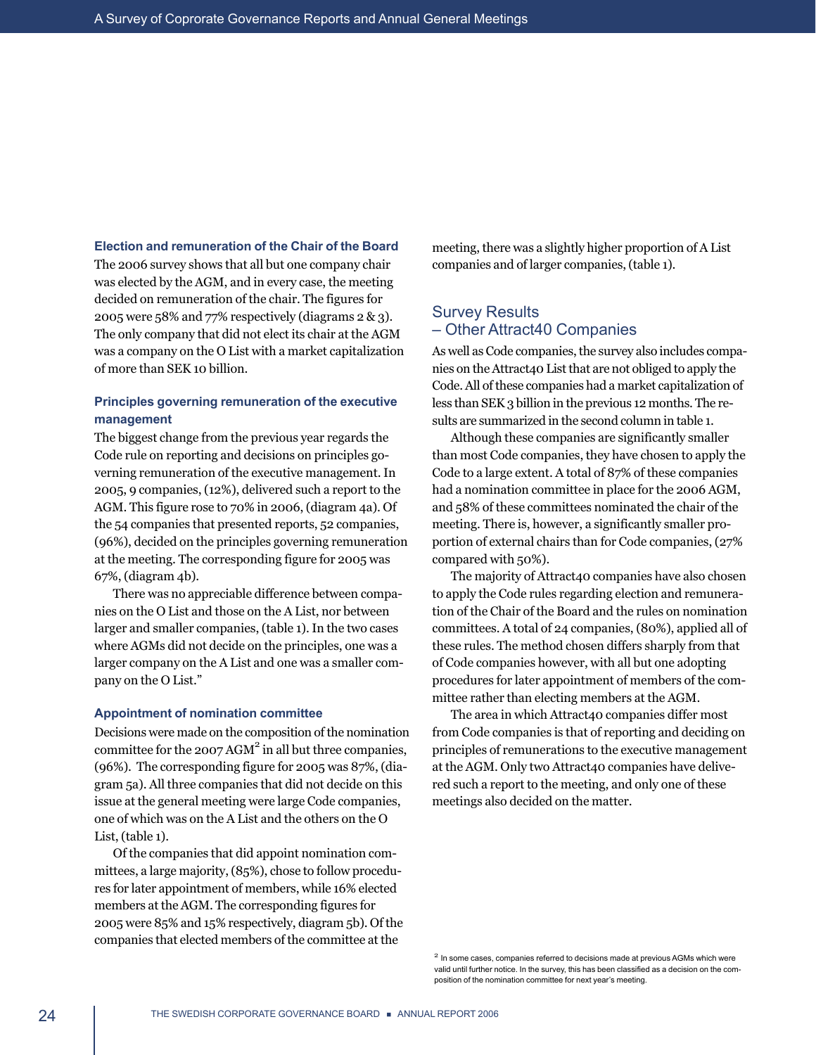### Election and remuneration of the Chair of the Board

The 2006 survey shows that all but one company chair was elected by the AGM, and in every case, the meeting decided on remuneration of the chair. The figures for 2005 were 58% and 77% respectively (diagrams 2 & 3). The only company that did not elect its chair at the AGM was a company on the O List with a market capitalization of more than SEK 10 billion.

### Principles governing remuneration of the executive management

The biggest change from the previous year regards the Code rule on reporting and decisions on principles governing remuneration of the executive management. In 2005, 9 companies, (12%), delivered such a report to the AGM. This figure rose to 70% in 2006, (diagram 4a). Of the 54 companies that presented reports, 52 companies, (96%), decided on the principles governing remuneration at the meeting. The corresponding figure for 2005 was 67%, (diagram 4b).

There was no appreciable difference between companies on the O List and those on the A List, nor between larger and smaller companies, (table 1). In the two cases where AGMs did not decide on the principles, one was a larger company on the A List and one was a smaller company on the O List."

### Appointment of nomination committee

Decisions were made on the composition of the nomination committee for the 2007 AGM[2] in all but three companies, (96%). The corresponding figure for 2005 was 87%, (diagram 5a). All three companies that did not decide on this issue at the general meeting were large Code companies, one of which was on the A List and the others on the O List, (table 1).

Of the companies that did appoint nomination committees, a large majority, (85%), chose to follow procedures for later appointment of members, while 16% elected members at the AGM. The corresponding figures for 2005 were 85% and 15% respectively, diagram 5b). Of the companies that elected members of the committee at the meeting, there was a slightly higher proportion of A List companies and of larger companies, (table 1).

## Survey Results – Other Attract40 Companies

As well as Code companies, the survey also includes companies on the Attract40 List that are not obliged to apply the Code. All of these companies had a market capitalization of less than SEK 3 billion in the previous 12 months. The results are summarized in the second column in table 1.

Although these companies are significantly smaller than most Code companies, they have chosen to apply the Code to a large extent. A total of 87% of these companies had a nomination committee in place for the 2006 AGM, and 58% of these committees nominated the chair of the meeting. There is, however, a significantly smaller proportion of external chairs than for Code companies, (27% compared with 50%).

The majority of Attract40 companies have also chosen to apply the Code rules regarding election and remuneration of the Chair of the Board and the rules on nomination committees. A total of 24 companies, (80%), applied all of these rules. The method chosen differs sharply from that of Code companies however, with all but one adopting procedures for later appointment of members of the committee rather than electing members at the AGM.

The area in which Attract40 companies differ most from Code companies is that of reporting and deciding on principles of remunerations to the executive management at the AGM. Only two Attract40 companies have delivered such a report to the meeting, and only one of these meetings also decided on the matter.

[2] In some cases, companies referred to decisions made at previous AGMs which were valid until further notice. In the survey, this has been classified as a decision on the composition of the nomination committee for next year's meeting.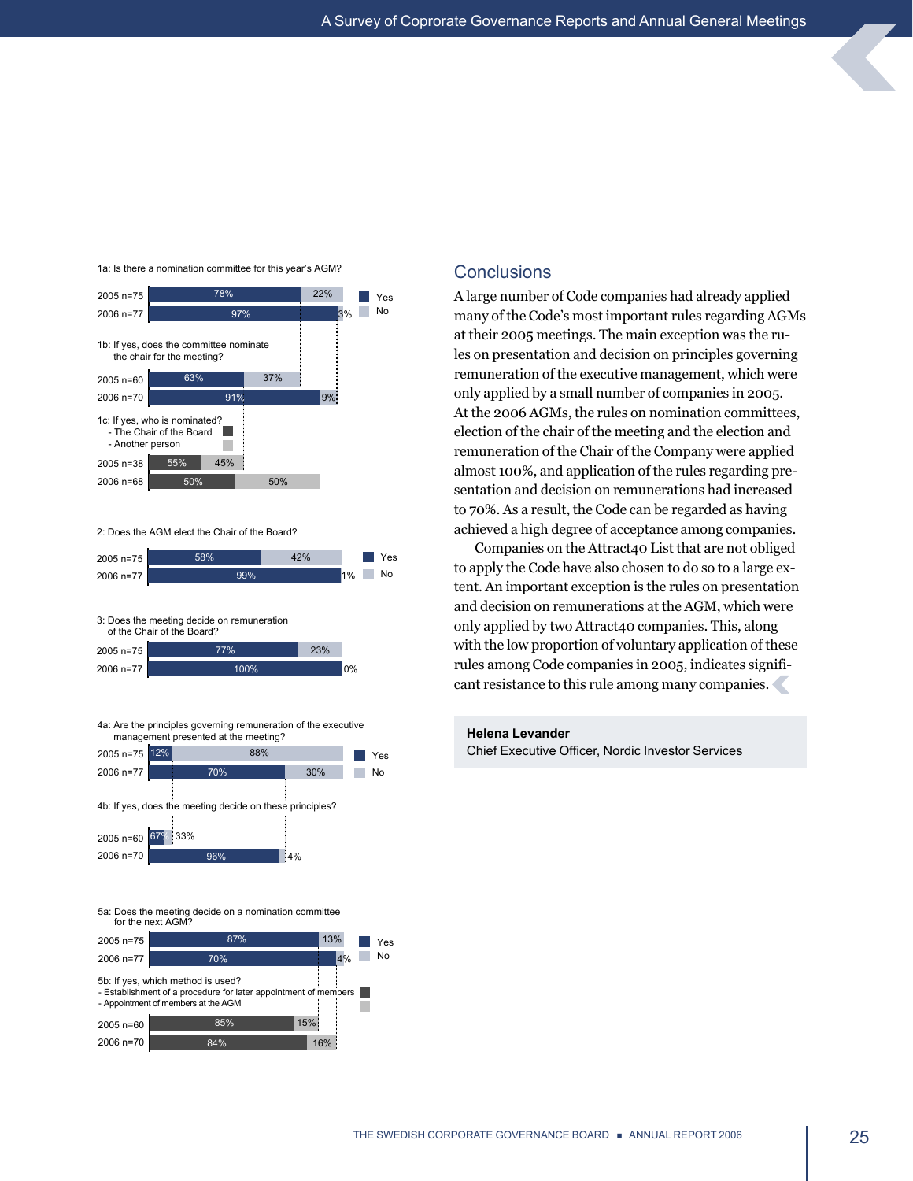1a: Is there a nomination committee for this year's AGM?

| | Yes | No |
|---|---|---|
| 2005 n=75 | 78% | 22% |
| 2006 n=77 | 97% | 3% |

1b: If yes, does the committee nominate the chair for the meeting?

| | Yes | No |
|---|---|---|
| 2005 n=60 | 63% | 37% |
| 2006 n=70 | 91% | 9% |

1c: If yes, who is nominated?
- The Chair of the Board
- Another person

| | The Chair of the Board | Another person |
|---|---|---|
| 2005 n=38 | 55% | 45% |
| 2006 n=68 | 50% | 50% |

2: Does the AGM elect the Chair of the Board?

| | Yes | No |
|---|---|---|
| 2005 n=75 | 58% | 42% |
| 2006 n=77 | 99% | 1% |

3: Does the meeting decide on remuneration of the Chair of the Board?

| | Yes | No |
|---|---|---|
| 2005 n=75 | 77% | 23% |
| 2006 n=77 | 100% | 0% |

4a: Are the principles governing remuneration of the executive management presented at the meeting?

| | Yes | No |
|---|---|---|
| 2005 n=75 | 12% | 88% |
| 2006 n=77 | 70% | 30% |

4b: If yes, does the meeting decide on these principles?

| | Yes | No |
|---|---|---|
| 2005 n=60 | 67% | 33% |
| 2006 n=70 | 96% | 4% |

5a: Does the meeting decide on a nomination committee for the next AGM?

| | Yes | No |
|---|---|---|
| 2005 n=75 | 87% | 13% |
| 2006 n=77 | 70% | 4% |

5b: If yes, which method is used?
- Establishment of a procedure for later appointment of members
- Appointment of members at the AGM

| | Establishment of a procedure for later appointment of members | Appointment of members at the AGM |
|---|---|---|
| 2005 n=60 | 85% | 15% |
| 2006 n=70 | 84% | 16% |

## Conclusions

A large number of Code companies had already applied many of the Code's most important rules regarding AGMs at their 2005 meetings. The main exception was the rules on presentation and decision on principles governing remuneration of the executive management, which were only applied by a small number of companies in 2005. At the 2006 AGMs, the rules on nomination committees, election of the chair of the meeting and the election and remuneration of the Chair of the Company were applied almost 100%, and application of the rules regarding presentation and decision on remunerations had increased to 70%. As a result, the Code can be regarded as having achieved a high degree of acceptance among companies.

Companies on the Attract40 List that are not obliged to apply the Code have also chosen to do so to a large extent. An important exception is the rules on presentation and decision on remunerations at the AGM, which were only applied by two Attract40 companies. This, along with the low proportion of voluntary application of these rules among Code companies in 2005, indicates significant resistance to this rule among many companies.

**Helena Levander**
Chief Executive Officer, Nordic Investor Services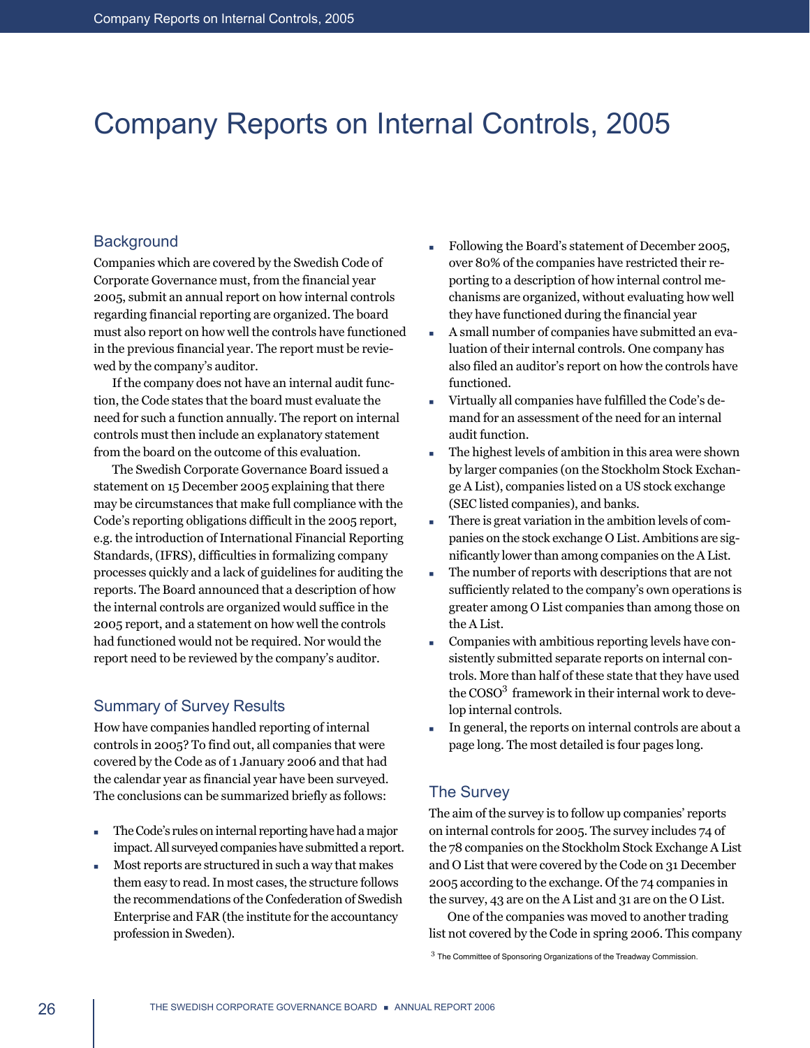# Company Reports on Internal Controls, 2005

## Background

Companies which are covered by the Swedish Code of Corporate Governance must, from the financial year 2005, submit an annual report on how internal controls regarding financial reporting are organized. The board must also report on how well the controls have functioned in the previous financial year. The report must be reviewed by the company's auditor.

If the company does not have an internal audit function, the Code states that the board must evaluate the need for such a function annually. The report on internal controls must then include an explanatory statement from the board on the outcome of this evaluation.

The Swedish Corporate Governance Board issued a statement on 15 December 2005 explaining that there may be circumstances that make full compliance with the Code's reporting obligations difficult in the 2005 report, e.g. the introduction of International Financial Reporting Standards, (IFRS), difficulties in formalizing company processes quickly and a lack of guidelines for auditing the reports. The Board announced that a description of how the internal controls are organized would suffice in the 2005 report, and a statement on how well the controls had functioned would not be required. Nor would the report need to be reviewed by the company's auditor.

## Summary of Survey Results

How have companies handled reporting of internal controls in 2005? To find out, all companies that were covered by the Code as of 1 January 2006 and that had the calendar year as financial year have been surveyed. The conclusions can be summarized briefly as follows:

- The Code's rules on internal reporting have had a major impact. All surveyed companies have submitted a report.
- Most reports are structured in such a way that makes them easy to read. In most cases, the structure follows the recommendations of the Confederation of Swedish Enterprise and FAR (the institute for the accountancy profession in Sweden).
- Following the Board's statement of December 2005, over 80% of the companies have restricted their reporting to a description of how internal control mechanisms are organized, without evaluating how well they have functioned during the financial year
- A small number of companies have submitted an evaluation of their internal controls. One company has also filed an auditor's report on how the controls have functioned.
- Virtually all companies have fulfilled the Code's demand for an assessment of the need for an internal audit function.
- The highest levels of ambition in this area were shown by larger companies (on the Stockholm Stock Exchange A List), companies listed on a US stock exchange (SEC listed companies), and banks.
- There is great variation in the ambition levels of companies on the stock exchange O List. Ambitions are significantly lower than among companies on the A List.
- The number of reports with descriptions that are not sufficiently related to the company's own operations is greater among O List companies than among those on the A List.
- Companies with ambitious reporting levels have consistently submitted separate reports on internal controls. More than half of these state that they have used the COSO[3] framework in their internal work to develop internal controls.
- In general, the reports on internal controls are about a page long. The most detailed is four pages long.

## The Survey

The aim of the survey is to follow up companies' reports on internal controls for 2005. The survey includes 74 of the 78 companies on the Stockholm Stock Exchange A List and O List that were covered by the Code on 31 December 2005 according to the exchange. Of the 74 companies in the survey, 43 are on the A List and 31 are on the O List.

One of the companies was moved to another trading list not covered by the Code in spring 2006. This company

[3] The Committee of Sponsoring Organizations of the Treadway Commission.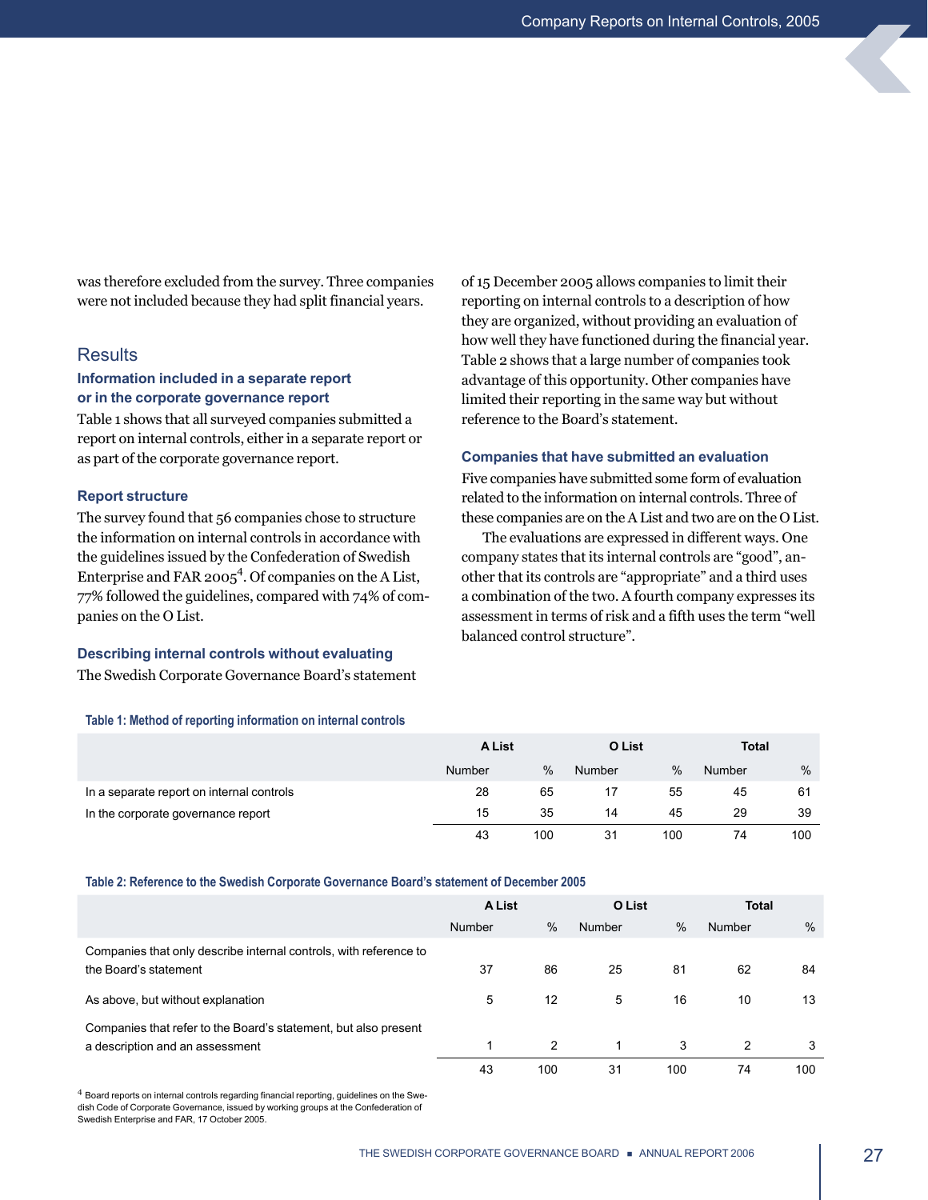was therefore excluded from the survey. Three companies were not included because they had split financial years.

## Results

### Information included in a separate report or in the corporate governance report

Table 1 shows that all surveyed companies submitted a report on internal controls, either in a separate report or as part of the corporate governance report.

### Report structure

The survey found that 56 companies chose to structure the information on internal controls in accordance with the guidelines issued by the Confederation of Swedish Enterprise and FAR 2005[4]. Of companies on the A List, 77% followed the guidelines, compared with 74% of companies on the O List.

### Describing internal controls without evaluating

The Swedish Corporate Governance Board's statement of 15 December 2005 allows companies to limit their reporting on internal controls to a description of how they are organized, without providing an evaluation of how well they have functioned during the financial year. Table 2 shows that a large number of companies took advantage of this opportunity. Other companies have limited their reporting in the same way but without reference to the Board's statement.

### Companies that have submitted an evaluation

Five companies have submitted some form of evaluation related to the information on internal controls. Three of these companies are on the A List and two are on the O List.

The evaluations are expressed in different ways. One company states that its internal controls are "good", another that its controls are "appropriate" and a third uses a combination of the two. A fourth company expresses its assessment in terms of risk and a fifth uses the term "well balanced control structure".

**Table 1: Method of reporting information on internal controls**

| | A List | | O List | | Total | |
|---|---|---|---|---|---|---|
| | Number | % | Number | % | Number | % |
| In a separate report on internal controls | 28 | 65 | 17 | 55 | 45 | 61 |
| In the corporate governance report | 15 | 35 | 14 | 45 | 29 | 39 |
| | 43 | 100 | 31 | 100 | 74 | 100 |

**Table 2: Reference to the Swedish Corporate Governance Board's statement of December 2005**

| | A List | | O List | | Total | |
|---|---|---|---|---|---|---|
| | Number | % | Number | % | Number | % |
| Companies that only describe internal controls, with reference to the Board's statement | 37 | 86 | 25 | 81 | 62 | 84 |
| As above, but without explanation | 5 | 12 | 5 | 16 | 10 | 13 |
| Companies that refer to the Board's statement, but also present a description and an assessment | 1 | 2 | 1 | 3 | 2 | 3 |
| | 43 | 100 | 31 | 100 | 74 | 100 |

[4] Board reports on internal controls regarding financial reporting, guidelines on the Swedish Code of Corporate Governance, issued by working groups at the Confederation of Swedish Enterprise and FAR, 17 October 2005.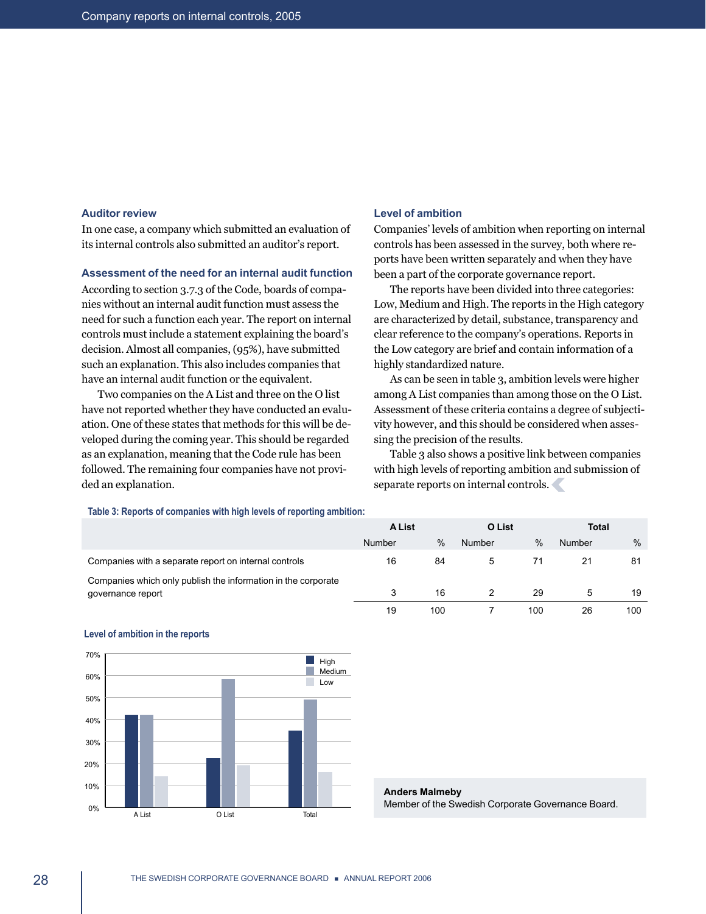### Auditor review

In one case, a company which submitted an evaluation of its internal controls also submitted an auditor's report.

### Assessment of the need for an internal audit function

According to section 3.7.3 of the Code, boards of companies without an internal audit function must assess the need for such a function each year. The report on internal controls must include a statement explaining the board's decision. Almost all companies, (95%), have submitted such an explanation. This also includes companies that have an internal audit function or the equivalent.

Two companies on the A List and three on the O list have not reported whether they have conducted an evaluation. One of these states that methods for this will be developed during the coming year. This should be regarded as an explanation, meaning that the Code rule has been followed. The remaining four companies have not provided an explanation.

### Level of ambition

Companies' levels of ambition when reporting on internal controls has been assessed in the survey, both where reports have been written separately and when they have been a part of the corporate governance report.

The reports have been divided into three categories: Low, Medium and High. The reports in the High category are characterized by detail, substance, transparency and clear reference to the company's operations. Reports in the Low category are brief and contain information of a highly standardized nature.

As can be seen in table 3, ambition levels were higher among A List companies than among those on the O List. Assessment of these criteria contains a degree of subjectivity however, and this should be considered when assessing the precision of the results.

Table 3 also shows a positive link between companies with high levels of reporting ambition and submission of separate reports on internal controls.

**Table 3: Reports of companies with high levels of reporting ambition:**

| | A List | | O List | | Total | |
|---|---|---|---|---|---|---|
| | Number | % | Number | % | Number | % |
| Companies with a separate report on internal controls | 16 | 84 | 5 | 71 | 21 | 81 |
| Companies which only publish the information in the corporate governance report | 3 | 16 | 2 | 29 | 5 | 19 |
| | 19 | 100 | 7 | 100 | 26 | 100 |

**Level of ambition in the reports**

70%
60%
50%
40%
30%
20%
10%
0%
A List
O List
Total
High
Medium
Low

**Anders Malmeby**
Member of the Swedish Corporate Governance Board.